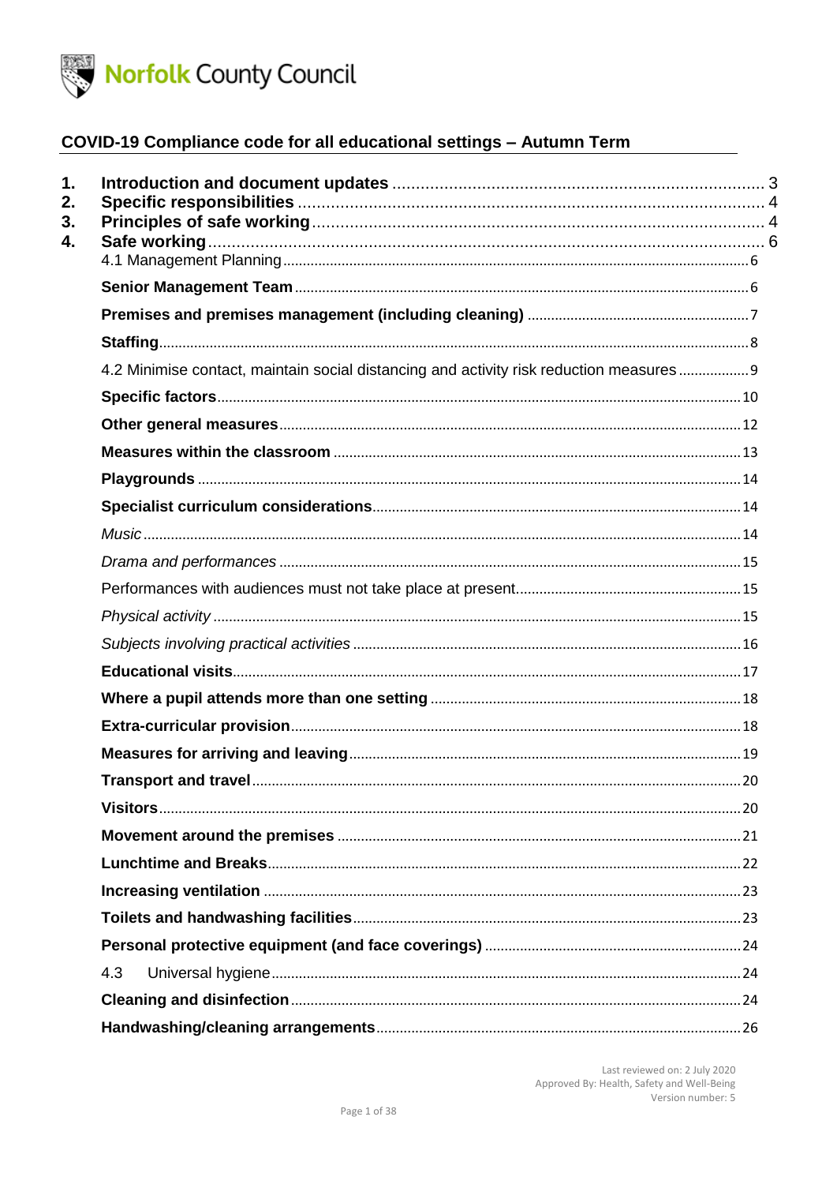Norfolk County Council

# COVID-19 Compliance code for all educational settings – Autumn Term

1. **Introduction and document updates** .......... 3
2. **Specific responsibilities** .......... 4
3. **Principles of safe working** .......... 4
4. **Safe working** .......... 6
   - 4.1 Management Planning .......... 6
   - **Senior Management Team** .......... 6
   - **Premises and premises management (including cleaning)** .......... 7
   - **Staffing** .......... 8
   - 4.2 Minimise contact, maintain social distancing and activity risk reduction measures .......... 9
   - **Specific factors** .......... 10
   - **Other general measures** .......... 12
   - **Measures within the classroom** .......... 13
   - **Playgrounds** .......... 14
   - **Specialist curriculum considerations** .......... 14
   - *Music* .......... 14
   - *Drama and performances* .......... 15
   - Performances with audiences must not take place at present .......... 15
   - *Physical activity* .......... 15
   - *Subjects involving practical activities* .......... 16
   - **Educational visits** .......... 17
   - **Where a pupil attends more than one setting** .......... 18
   - **Extra-curricular provision** .......... 18
   - **Measures for arriving and leaving** .......... 19
   - **Transport and travel** .......... 20
   - **Visitors** .......... 20
   - **Movement around the premises** .......... 21
   - **Lunchtime and Breaks** .......... 22
   - **Increasing ventilation** .......... 23
   - **Toilets and handwashing facilities** .......... 23
   - **Personal protective equipment (and face coverings)** .......... 24
   - 4.3 Universal hygiene .......... 24
   - **Cleaning and disinfection** .......... 24
   - **Handwashing/cleaning arrangements** .......... 26

Last reviewed on: 2 July 2020
Approved By: Health, Safety and Well-Being
Version number: 5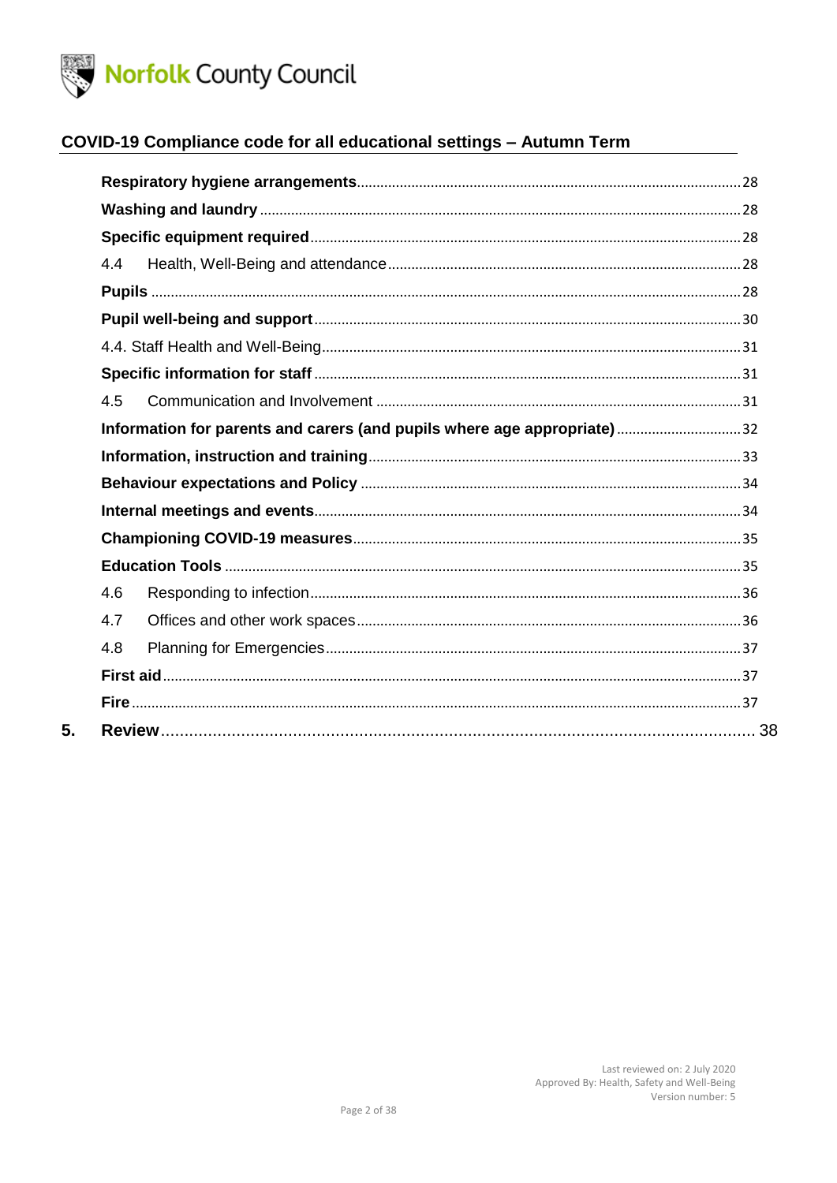## COVID-19 Compliance code for all educational settings – Autumn Term

**Respiratory hygiene arrangements** ........ 28

**Washing and laundry** ........ 28

**Specific equipment required** ........ 28

4.4 Health, Well-Being and attendance ........ 28

**Pupils** ........ 28

**Pupil well-being and support** ........ 30

4.4. Staff Health and Well-Being ........ 31

**Specific information for staff** ........ 31

4.5 Communication and Involvement ........ 31

**Information for parents and carers (and pupils where age appropriate)** ........ 32

**Information, instruction and training** ........ 33

**Behaviour expectations and Policy** ........ 34

**Internal meetings and events** ........ 34

**Championing COVID-19 measures** ........ 35

**Education Tools** ........ 35

4.6 Responding to infection ........ 36

4.7 Offices and other work spaces ........ 36

4.8 Planning for Emergencies ........ 37

**First aid** ........ 37

**Fire** ........ 37

**5. Review** ........ 38

Last reviewed on: 2 July 2020
Approved By: Health, Safety and Well-Being
Version number: 5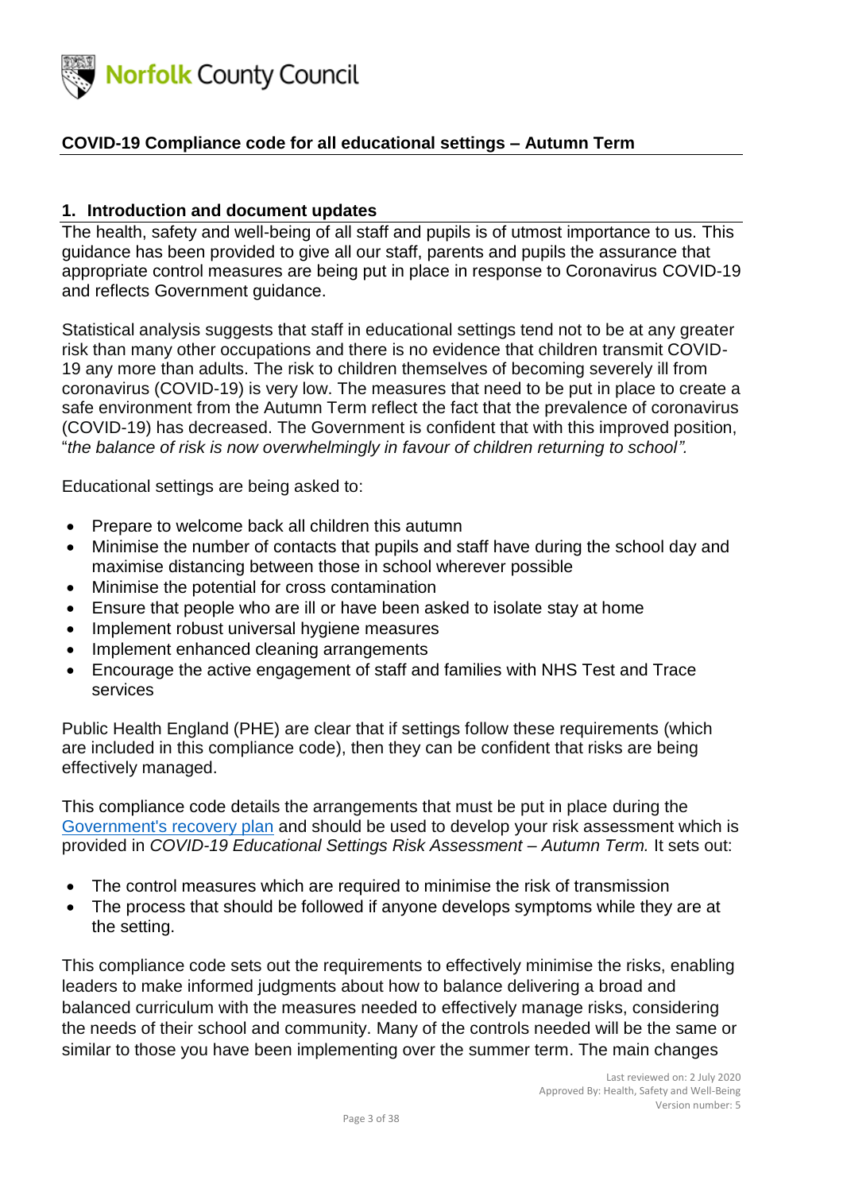## COVID-19 Compliance code for all educational settings – Autumn Term

### 1. Introduction and document updates

The health, safety and well-being of all staff and pupils is of utmost importance to us. This guidance has been provided to give all our staff, parents and pupils the assurance that appropriate control measures are being put in place in response to Coronavirus COVID-19 and reflects Government guidance.

Statistical analysis suggests that staff in educational settings tend not to be at any greater risk than many other occupations and there is no evidence that children transmit COVID-19 any more than adults. The risk to children themselves of becoming severely ill from coronavirus (COVID-19) is very low. The measures that need to be put in place to create a safe environment from the Autumn Term reflect the fact that the prevalence of coronavirus (COVID-19) has decreased. The Government is confident that with this improved position, "*the balance of risk is now overwhelmingly in favour of children returning to school".*

Educational settings are being asked to:

- Prepare to welcome back all children this autumn
- Minimise the number of contacts that pupils and staff have during the school day and maximise distancing between those in school wherever possible
- Minimise the potential for cross contamination
- Ensure that people who are ill or have been asked to isolate stay at home
- Implement robust universal hygiene measures
- Implement enhanced cleaning arrangements
- Encourage the active engagement of staff and families with NHS Test and Trace services

Public Health England (PHE) are clear that if settings follow these requirements (which are included in this compliance code), then they can be confident that risks are being effectively managed.

This compliance code details the arrangements that must be put in place during the Government's recovery plan and should be used to develop your risk assessment which is provided in *COVID-19 Educational Settings Risk Assessment – Autumn Term.* It sets out:

- The control measures which are required to minimise the risk of transmission
- The process that should be followed if anyone develops symptoms while they are at the setting.

This compliance code sets out the requirements to effectively minimise the risks, enabling leaders to make informed judgments about how to balance delivering a broad and balanced curriculum with the measures needed to effectively manage risks, considering the needs of their school and community. Many of the controls needed will be the same or similar to those you have been implementing over the summer term. The main changes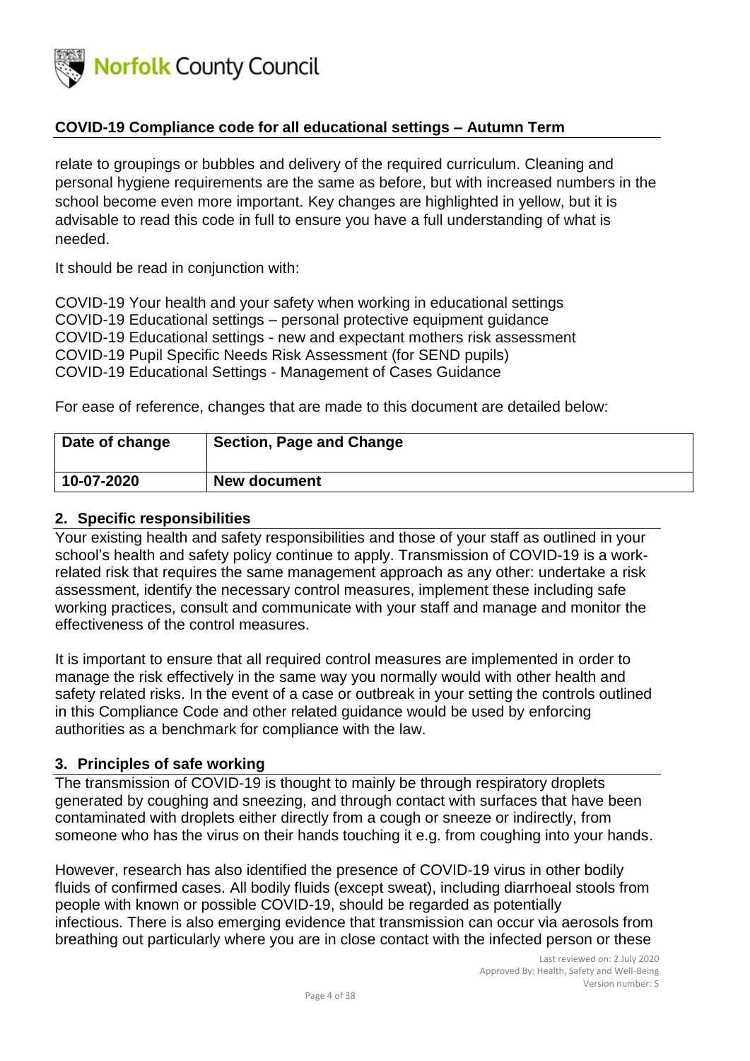relate to groupings or bubbles and delivery of the required curriculum. Cleaning and personal hygiene requirements are the same as before, but with increased numbers in the school become even more important. Key changes are highlighted in yellow, but it is advisable to read this code in full to ensure you have a full understanding of what is needed.

It should be read in conjunction with:

COVID-19 Your health and your safety when working in educational settings
COVID-19 Educational settings – personal protective equipment guidance
COVID-19 Educational settings - new and expectant mothers risk assessment
COVID-19 Pupil Specific Needs Risk Assessment (for SEND pupils)
COVID-19 Educational Settings - Management of Cases Guidance

For ease of reference, changes that are made to this document are detailed below:

| Date of change | Section, Page and Change |
|---|---|
| 10-07-2020 | New document |

## 2. Specific responsibilities

Your existing health and safety responsibilities and those of your staff as outlined in your school's health and safety policy continue to apply. Transmission of COVID-19 is a work-related risk that requires the same management approach as any other: undertake a risk assessment, identify the necessary control measures, implement these including safe working practices, consult and communicate with your staff and manage and monitor the effectiveness of the control measures.

It is important to ensure that all required control measures are implemented in order to manage the risk effectively in the same way you normally would with other health and safety related risks. In the event of a case or outbreak in your setting the controls outlined in this Compliance Code and other related guidance would be used by enforcing authorities as a benchmark for compliance with the law.

## 3. Principles of safe working

The transmission of COVID-19 is thought to mainly be through respiratory droplets generated by coughing and sneezing, and through contact with surfaces that have been contaminated with droplets either directly from a cough or sneeze or indirectly, from someone who has the virus on their hands touching it e.g. from coughing into your hands.

However, research has also identified the presence of COVID-19 virus in other bodily fluids of confirmed cases. All bodily fluids (except sweat), including diarrhoeal stools from people with known or possible COVID-19, should be regarded as potentially infectious. There is also emerging evidence that transmission can occur via aerosols from breathing out particularly where you are in close contact with the infected person or these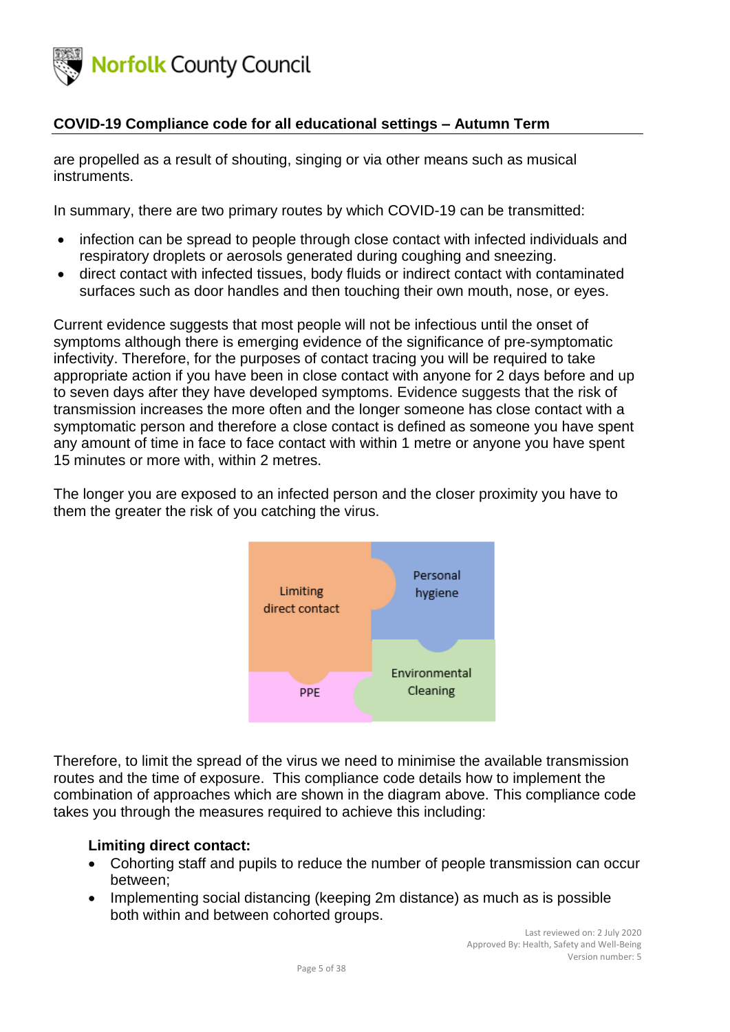are propelled as a result of shouting, singing or via other means such as musical instruments.

In summary, there are two primary routes by which COVID-19 can be transmitted:

- infection can be spread to people through close contact with infected individuals and respiratory droplets or aerosols generated during coughing and sneezing.
- direct contact with infected tissues, body fluids or indirect contact with contaminated surfaces such as door handles and then touching their own mouth, nose, or eyes.

Current evidence suggests that most people will not be infectious until the onset of symptoms although there is emerging evidence of the significance of pre-symptomatic infectivity. Therefore, for the purposes of contact tracing you will be required to take appropriate action if you have been in close contact with anyone for 2 days before and up to seven days after they have developed symptoms. Evidence suggests that the risk of transmission increases the more often and the longer someone has close contact with a symptomatic person and therefore a close contact is defined as someone you have spent any amount of time in face to face contact with within 1 metre or anyone you have spent 15 minutes or more with, within 2 metres.

The longer you are exposed to an infected person and the closer proximity you have to them the greater the risk of you catching the virus.

Limiting direct contact | Personal hygiene | PPE | Environmental Cleaning

Therefore, to limit the spread of the virus we need to minimise the available transmission routes and the time of exposure. This compliance code details how to implement the combination of approaches which are shown in the diagram above. This compliance code takes you through the measures required to achieve this including:

**Limiting direct contact:**

- Cohorting staff and pupils to reduce the number of people transmission can occur between;
- Implementing social distancing (keeping 2m distance) as much as is possible both within and between cohorted groups.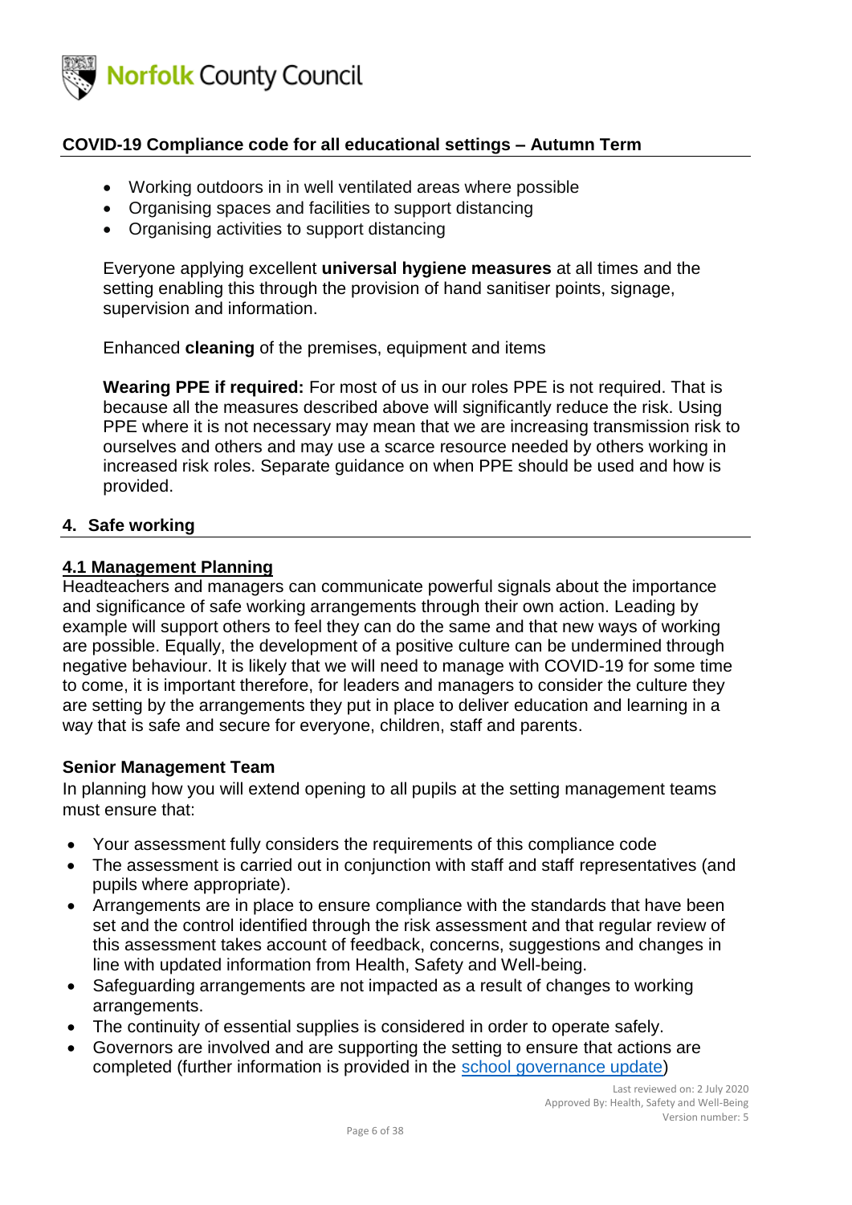- Working outdoors in in well ventilated areas where possible
- Organising spaces and facilities to support distancing
- Organising activities to support distancing

Everyone applying excellent **universal hygiene measures** at all times and the setting enabling this through the provision of hand sanitiser points, signage, supervision and information.

Enhanced **cleaning** of the premises, equipment and items

**Wearing PPE if required:** For most of us in our roles PPE is not required. That is because all the measures described above will significantly reduce the risk. Using PPE where it is not necessary may mean that we are increasing transmission risk to ourselves and others and may use a scarce resource needed by others working in increased risk roles. Separate guidance on when PPE should be used and how is provided.

## 4. Safe working

### 4.1 Management Planning

Headteachers and managers can communicate powerful signals about the importance and significance of safe working arrangements through their own action. Leading by example will support others to feel they can do the same and that new ways of working are possible. Equally, the development of a positive culture can be undermined through negative behaviour. It is likely that we will need to manage with COVID-19 for some time to come, it is important therefore, for leaders and managers to consider the culture they are setting by the arrangements they put in place to deliver education and learning in a way that is safe and secure for everyone, children, staff and parents.

**Senior Management Team**

In planning how you will extend opening to all pupils at the setting management teams must ensure that:

- Your assessment fully considers the requirements of this compliance code
- The assessment is carried out in conjunction with staff and staff representatives (and pupils where appropriate).
- Arrangements are in place to ensure compliance with the standards that have been set and the control identified through the risk assessment and that regular review of this assessment takes account of feedback, concerns, suggestions and changes in line with updated information from Health, Safety and Well-being.
- Safeguarding arrangements are not impacted as a result of changes to working arrangements.
- The continuity of essential supplies is considered in order to operate safely.
- Governors are involved and are supporting the setting to ensure that actions are completed (further information is provided in the school governance update)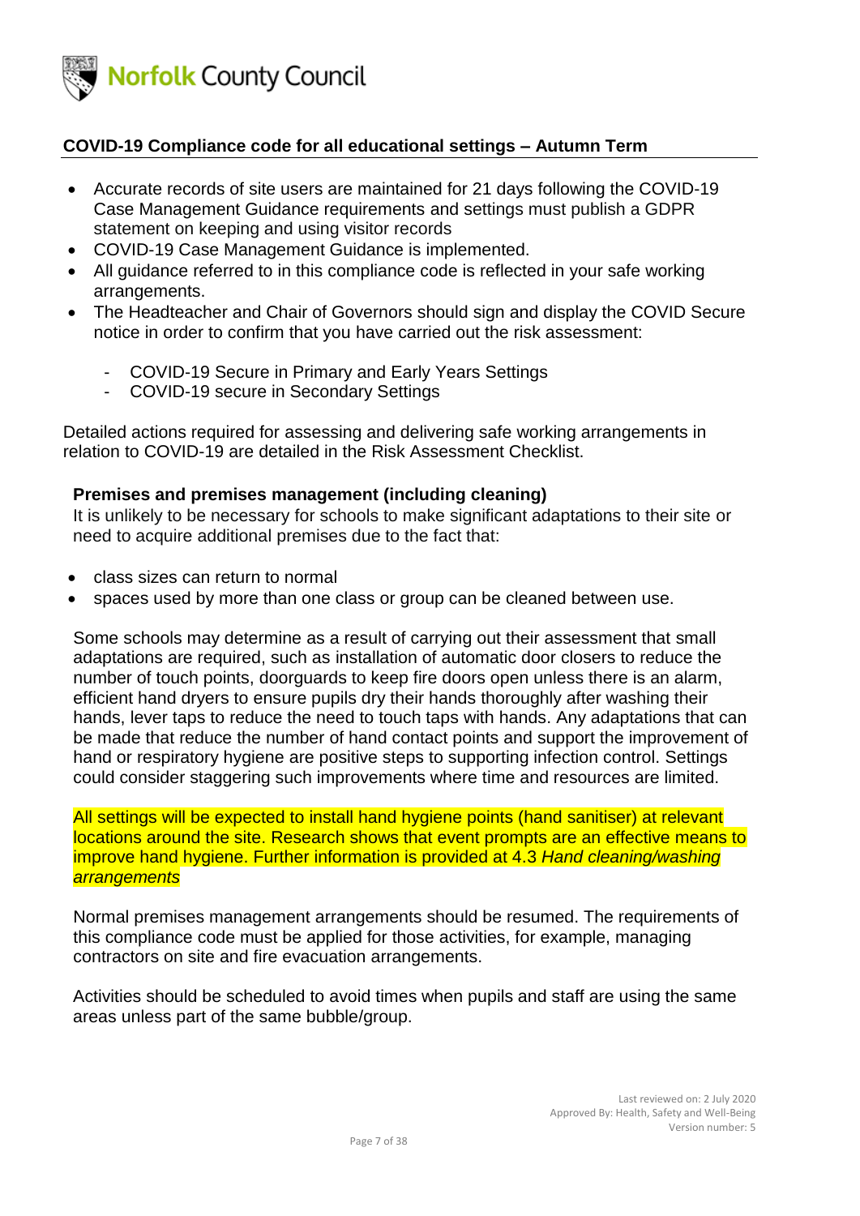## COVID-19 Compliance code for all educational settings – Autumn Term

- Accurate records of site users are maintained for 21 days following the COVID-19 Case Management Guidance requirements and settings must publish a GDPR statement on keeping and using visitor records
- COVID-19 Case Management Guidance is implemented.
- All guidance referred to in this compliance code is reflected in your safe working arrangements.
- The Headteacher and Chair of Governors should sign and display the COVID Secure notice in order to confirm that you have carried out the risk assessment:
  - COVID-19 Secure in Primary and Early Years Settings
  - COVID-19 secure in Secondary Settings

Detailed actions required for assessing and delivering safe working arrangements in relation to COVID-19 are detailed in the Risk Assessment Checklist.

### Premises and premises management (including cleaning)

It is unlikely to be necessary for schools to make significant adaptations to their site or need to acquire additional premises due to the fact that:

- class sizes can return to normal
- spaces used by more than one class or group can be cleaned between use.

Some schools may determine as a result of carrying out their assessment that small adaptations are required, such as installation of automatic door closers to reduce the number of touch points, doorguards to keep fire doors open unless there is an alarm, efficient hand dryers to ensure pupils dry their hands thoroughly after washing their hands, lever taps to reduce the need to touch taps with hands. Any adaptations that can be made that reduce the number of hand contact points and support the improvement of hand or respiratory hygiene are positive steps to supporting infection control. Settings could consider staggering such improvements where time and resources are limited.

All settings will be expected to install hand hygiene points (hand sanitiser) at relevant locations around the site. Research shows that event prompts are an effective means to improve hand hygiene. Further information is provided at 4.3 *Hand cleaning/washing arrangements*

Normal premises management arrangements should be resumed. The requirements of this compliance code must be applied for those activities, for example, managing contractors on site and fire evacuation arrangements.

Activities should be scheduled to avoid times when pupils and staff are using the same areas unless part of the same bubble/group.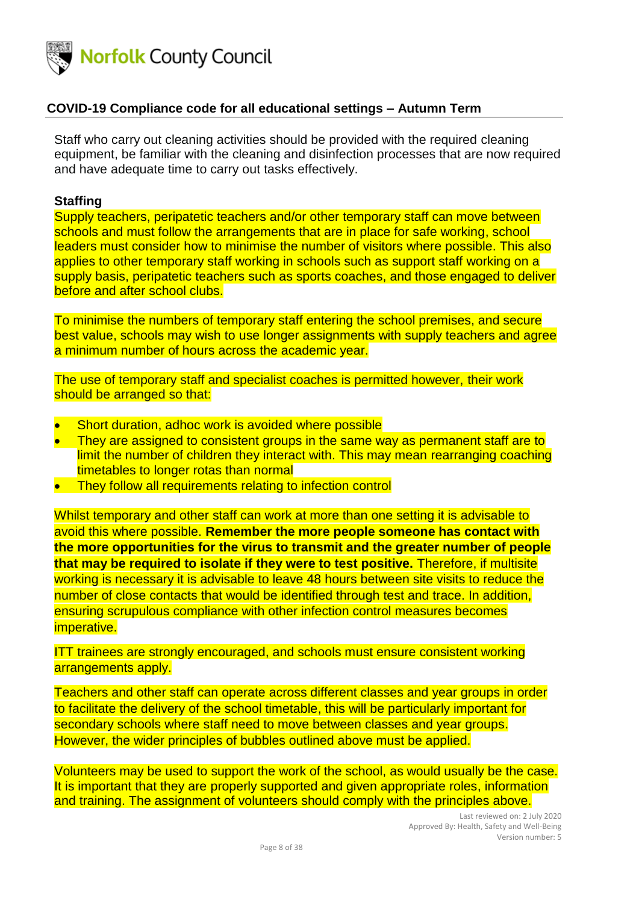Staff who carry out cleaning activities should be provided with the required cleaning equipment, be familiar with the cleaning and disinfection processes that are now required and have adequate time to carry out tasks effectively.

### Staffing

Supply teachers, peripatetic teachers and/or other temporary staff can move between schools and must follow the arrangements that are in place for safe working, school leaders must consider how to minimise the number of visitors where possible. This also applies to other temporary staff working in schools such as support staff working on a supply basis, peripatetic teachers such as sports coaches, and those engaged to deliver before and after school clubs.

To minimise the numbers of temporary staff entering the school premises, and secure best value, schools may wish to use longer assignments with supply teachers and agree a minimum number of hours across the academic year.

The use of temporary staff and specialist coaches is permitted however, their work should be arranged so that:

- Short duration, adhoc work is avoided where possible
- They are assigned to consistent groups in the same way as permanent staff are to limit the number of children they interact with. This may mean rearranging coaching timetables to longer rotas than normal
- They follow all requirements relating to infection control

Whilst temporary and other staff can work at more than one setting it is advisable to avoid this where possible. **Remember the more people someone has contact with the more opportunities for the virus to transmit and the greater number of people that may be required to isolate if they were to test positive.** Therefore, if multisite working is necessary it is advisable to leave 48 hours between site visits to reduce the number of close contacts that would be identified through test and trace. In addition, ensuring scrupulous compliance with other infection control measures becomes imperative.

ITT trainees are strongly encouraged, and schools must ensure consistent working arrangements apply.

Teachers and other staff can operate across different classes and year groups in order to facilitate the delivery of the school timetable, this will be particularly important for secondary schools where staff need to move between classes and year groups. However, the wider principles of bubbles outlined above must be applied.

Volunteers may be used to support the work of the school, as would usually be the case. It is important that they are properly supported and given appropriate roles, information and training. The assignment of volunteers should comply with the principles above.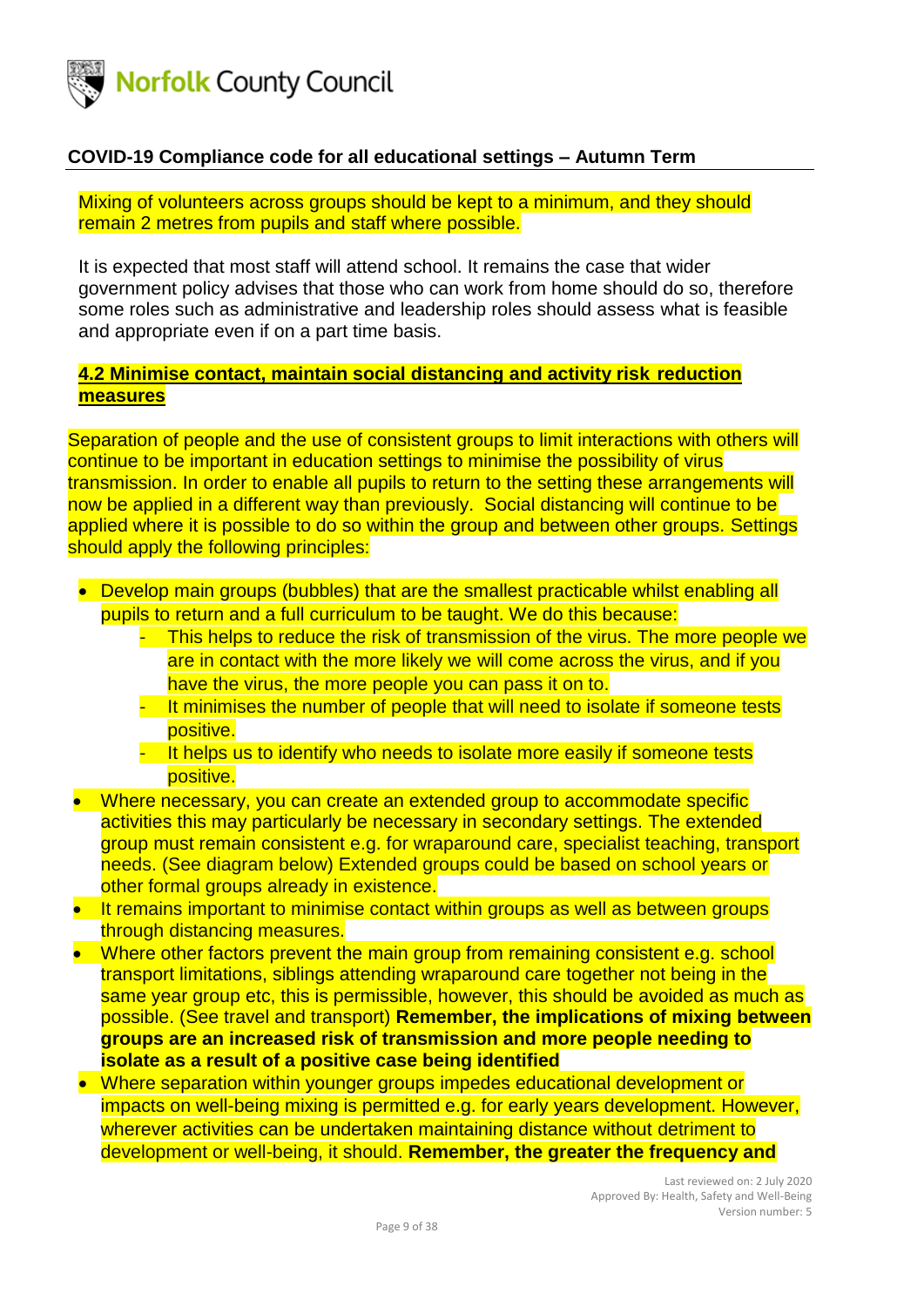Mixing of volunteers across groups should be kept to a minimum, and they should remain 2 metres from pupils and staff where possible.

It is expected that most staff will attend school. It remains the case that wider government policy advises that those who can work from home should do so, therefore some roles such as administrative and leadership roles should assess what is feasible and appropriate even if on a part time basis.

### **4.2 Minimise contact, maintain social distancing and activity risk reduction measures**

Separation of people and the use of consistent groups to limit interactions with others will continue to be important in education settings to minimise the possibility of virus transmission. In order to enable all pupils to return to the setting these arrangements will now be applied in a different way than previously. Social distancing will continue to be applied where it is possible to do so within the group and between other groups. Settings should apply the following principles:

- Develop main groups (bubbles) that are the smallest practicable whilst enabling all pupils to return and a full curriculum to be taught. We do this because:
  - This helps to reduce the risk of transmission of the virus. The more people we are in contact with the more likely we will come across the virus, and if you have the virus, the more people you can pass it on to.
  - It minimises the number of people that will need to isolate if someone tests positive.
  - It helps us to identify who needs to isolate more easily if someone tests positive.
- Where necessary, you can create an extended group to accommodate specific activities this may particularly be necessary in secondary settings. The extended group must remain consistent e.g. for wraparound care, specialist teaching, transport needs. (See diagram below) Extended groups could be based on school years or other formal groups already in existence.
- It remains important to minimise contact within groups as well as between groups through distancing measures.
- Where other factors prevent the main group from remaining consistent e.g. school transport limitations, siblings attending wraparound care together not being in the same year group etc, this is permissible, however, this should be avoided as much as possible. (See travel and transport) **Remember, the implications of mixing between groups are an increased risk of transmission and more people needing to isolate as a result of a positive case being identified**
- Where separation within younger groups impedes educational development or impacts on well-being mixing is permitted e.g. for early years development. However, wherever activities can be undertaken maintaining distance without detriment to development or well-being, it should. **Remember, the greater the frequency and**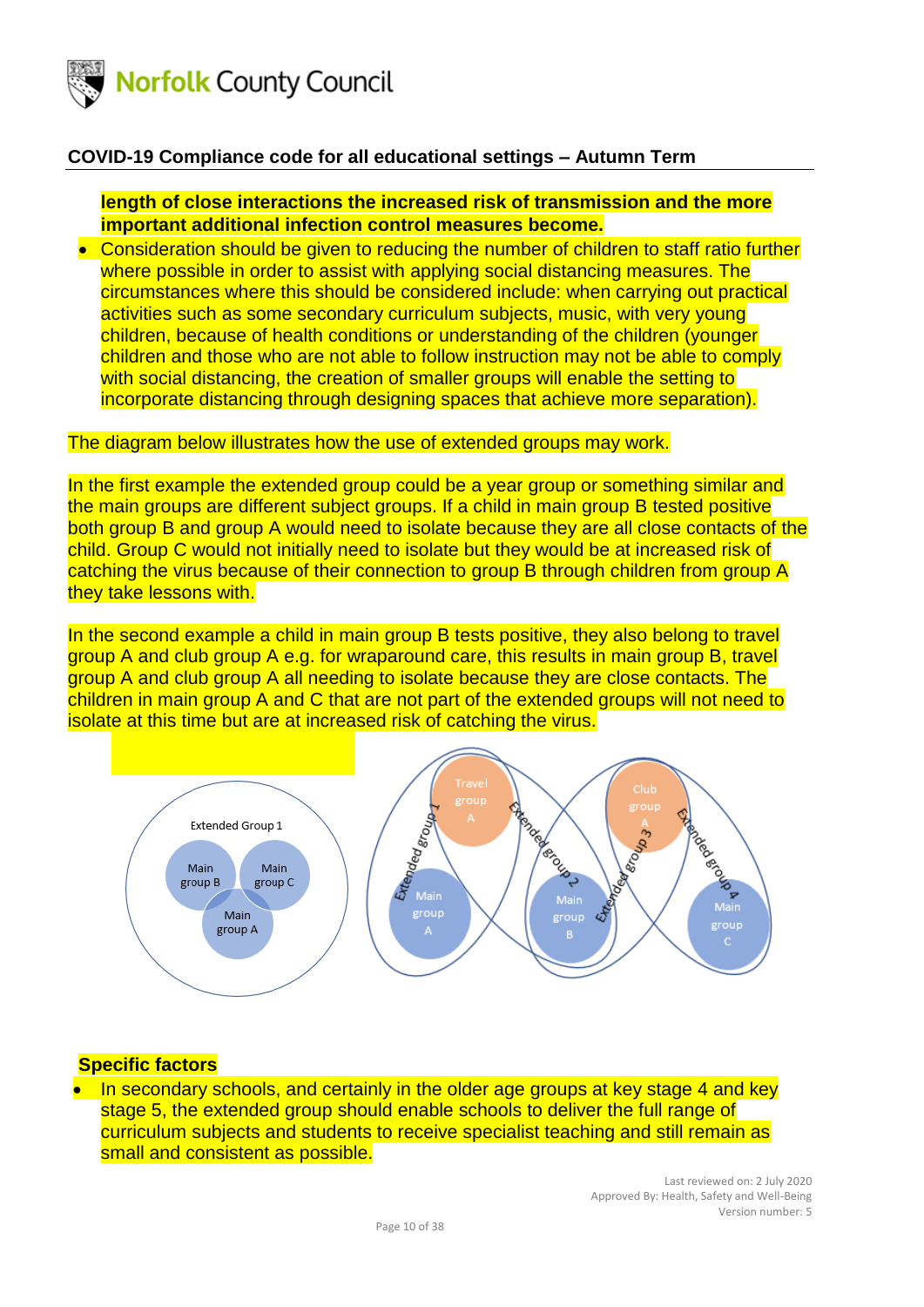**length of close interactions the increased risk of transmission and the more important additional infection control measures become.**

- Consideration should be given to reducing the number of children to staff ratio further where possible in order to assist with applying social distancing measures. The circumstances where this should be considered include: when carrying out practical activities such as some secondary curriculum subjects, music, with very young children, because of health conditions or understanding of the children (younger children and those who are not able to follow instruction may not be able to comply with social distancing, the creation of smaller groups will enable the setting to incorporate distancing through designing spaces that achieve more separation).

The diagram below illustrates how the use of extended groups may work.

In the first example the extended group could be a year group or something similar and the main groups are different subject groups. If a child in main group B tested positive both group B and group A would need to isolate because they are all close contacts of the child. Group C would not initially need to isolate but they would be at increased risk of catching the virus because of their connection to group B through children from group A they take lessons with.

In the second example a child in main group B tests positive, they also belong to travel group A and club group A e.g. for wraparound care, this results in main group B, travel group A and club group A all needing to isolate because they are close contacts. The children in main group A and C that are not part of the extended groups will not need to isolate at this time but are at increased risk of catching the virus.

## Specific factors

- In secondary schools, and certainly in the older age groups at key stage 4 and key stage 5, the extended group should enable schools to deliver the full range of curriculum subjects and students to receive specialist teaching and still remain as small and consistent as possible.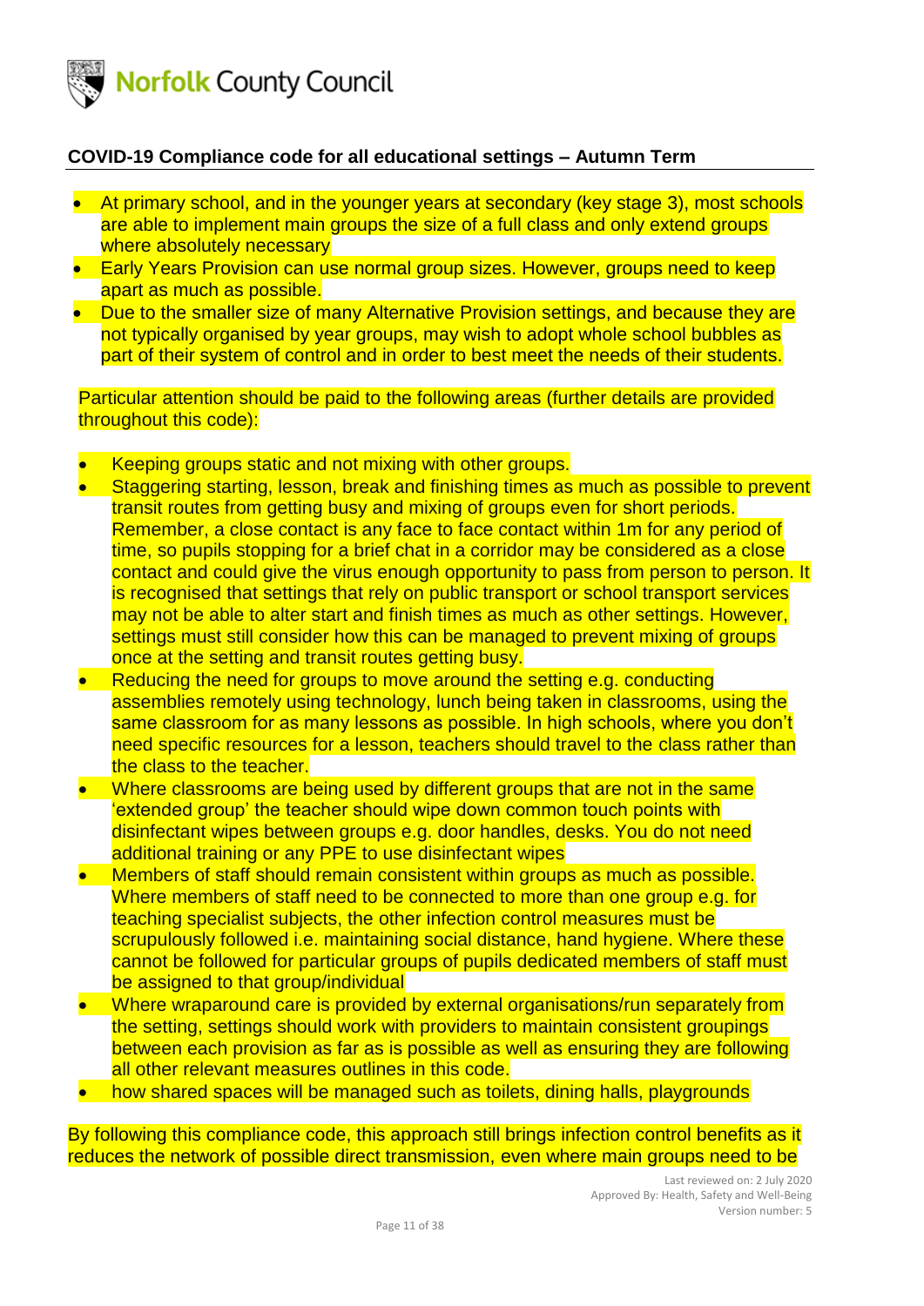**COVID-19 Compliance code for all educational settings – Autumn Term**

- At primary school, and in the younger years at secondary (key stage 3), most schools are able to implement main groups the size of a full class and only extend groups where absolutely necessary
- Early Years Provision can use normal group sizes. However, groups need to keep apart as much as possible.
- Due to the smaller size of many Alternative Provision settings, and because they are not typically organised by year groups, may wish to adopt whole school bubbles as part of their system of control and in order to best meet the needs of their students.

Particular attention should be paid to the following areas (further details are provided throughout this code):

- Keeping groups static and not mixing with other groups.
- Staggering starting, lesson, break and finishing times as much as possible to prevent transit routes from getting busy and mixing of groups even for short periods. Remember, a close contact is any face to face contact within 1m for any period of time, so pupils stopping for a brief chat in a corridor may be considered as a close contact and could give the virus enough opportunity to pass from person to person. It is recognised that settings that rely on public transport or school transport services may not be able to alter start and finish times as much as other settings. However, settings must still consider how this can be managed to prevent mixing of groups once at the setting and transit routes getting busy.
- Reducing the need for groups to move around the setting e.g. conducting assemblies remotely using technology, lunch being taken in classrooms, using the same classroom for as many lessons as possible. In high schools, where you don't need specific resources for a lesson, teachers should travel to the class rather than the class to the teacher.
- Where classrooms are being used by different groups that are not in the same 'extended group' the teacher should wipe down common touch points with disinfectant wipes between groups e.g. door handles, desks. You do not need additional training or any PPE to use disinfectant wipes
- Members of staff should remain consistent within groups as much as possible. Where members of staff need to be connected to more than one group e.g. for teaching specialist subjects, the other infection control measures must be scrupulously followed i.e. maintaining social distance, hand hygiene. Where these cannot be followed for particular groups of pupils dedicated members of staff must be assigned to that group/individual
- Where wraparound care is provided by external organisations/run separately from the setting, settings should work with providers to maintain consistent groupings between each provision as far as is possible as well as ensuring they are following all other relevant measures outlines in this code.
- how shared spaces will be managed such as toilets, dining halls, playgrounds

By following this compliance code, this approach still brings infection control benefits as it reduces the network of possible direct transmission, even where main groups need to be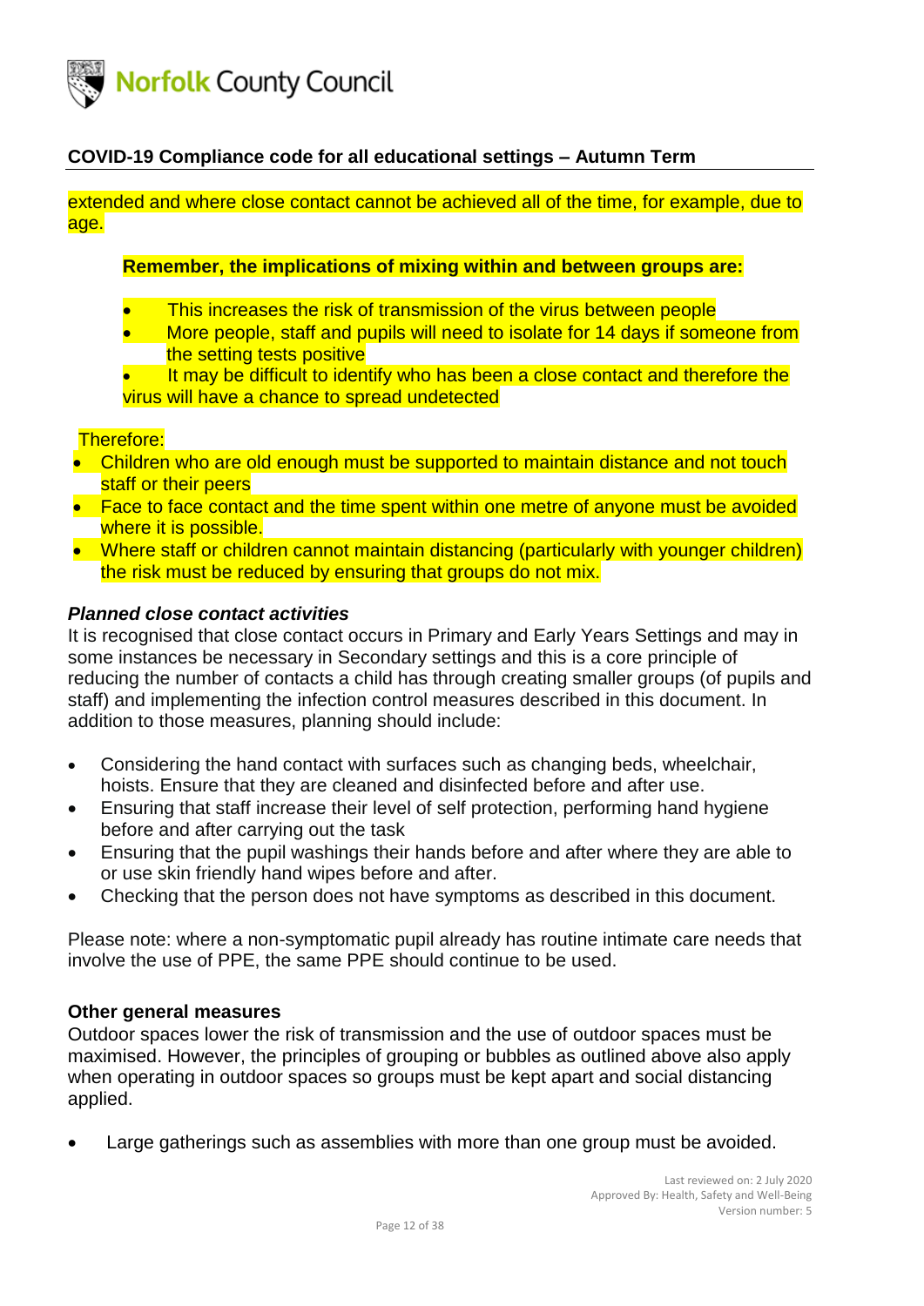extended and where close contact cannot be achieved all of the time, for example, due to age.

**Remember, the implications of mixing within and between groups are:**

- This increases the risk of transmission of the virus between people
- More people, staff and pupils will need to isolate for 14 days if someone from the setting tests positive
- It may be difficult to identify who has been a close contact and therefore the virus will have a chance to spread undetected

Therefore:

- Children who are old enough must be supported to maintain distance and not touch staff or their peers
- Face to face contact and the time spent within one metre of anyone must be avoided where it is possible.
- Where staff or children cannot maintain distancing (particularly with younger children) the risk must be reduced by ensuring that groups do not mix.

***Planned close contact activities***

It is recognised that close contact occurs in Primary and Early Years Settings and may in some instances be necessary in Secondary settings and this is a core principle of reducing the number of contacts a child has through creating smaller groups (of pupils and staff) and implementing the infection control measures described in this document. In addition to those measures, planning should include:

- Considering the hand contact with surfaces such as changing beds, wheelchair, hoists. Ensure that they are cleaned and disinfected before and after use.
- Ensuring that staff increase their level of self protection, performing hand hygiene before and after carrying out the task
- Ensuring that the pupil washings their hands before and after where they are able to or use skin friendly hand wipes before and after.
- Checking that the person does not have symptoms as described in this document.

Please note: where a non-symptomatic pupil already has routine intimate care needs that involve the use of PPE, the same PPE should continue to be used.

**Other general measures**

Outdoor spaces lower the risk of transmission and the use of outdoor spaces must be maximised. However, the principles of grouping or bubbles as outlined above also apply when operating in outdoor spaces so groups must be kept apart and social distancing applied.

- Large gatherings such as assemblies with more than one group must be avoided.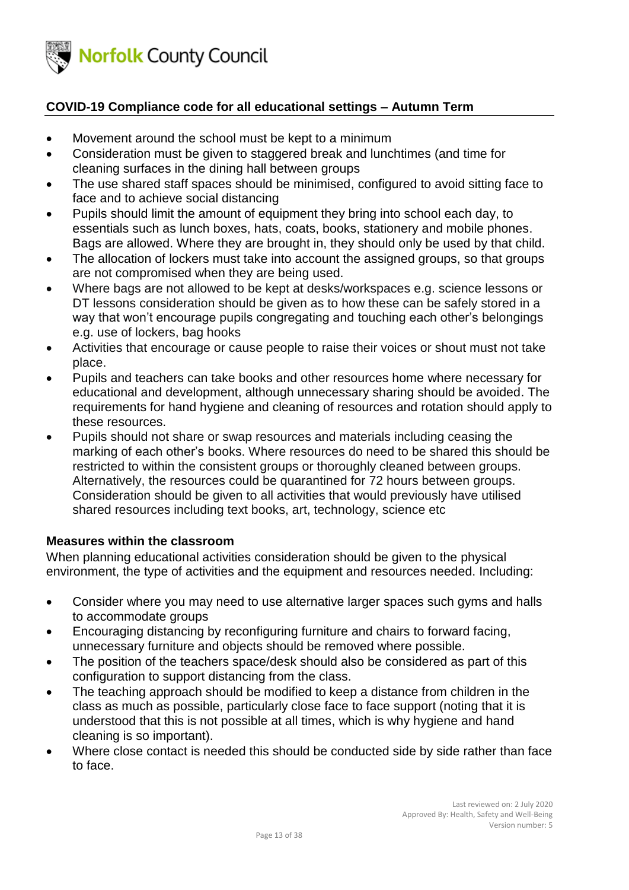**COVID-19 Compliance code for all educational settings – Autumn Term**

- Movement around the school must be kept to a minimum
- Consideration must be given to staggered break and lunchtimes (and time for cleaning surfaces in the dining hall between groups
- The use shared staff spaces should be minimised, configured to avoid sitting face to face and to achieve social distancing
- Pupils should limit the amount of equipment they bring into school each day, to essentials such as lunch boxes, hats, coats, books, stationery and mobile phones. Bags are allowed. Where they are brought in, they should only be used by that child.
- The allocation of lockers must take into account the assigned groups, so that groups are not compromised when they are being used.
- Where bags are not allowed to be kept at desks/workspaces e.g. science lessons or DT lessons consideration should be given as to how these can be safely stored in a way that won't encourage pupils congregating and touching each other's belongings e.g. use of lockers, bag hooks
- Activities that encourage or cause people to raise their voices or shout must not take place.
- Pupils and teachers can take books and other resources home where necessary for educational and development, although unnecessary sharing should be avoided. The requirements for hand hygiene and cleaning of resources and rotation should apply to these resources.
- Pupils should not share or swap resources and materials including ceasing the marking of each other's books. Where resources do need to be shared this should be restricted to within the consistent groups or thoroughly cleaned between groups. Alternatively, the resources could be quarantined for 72 hours between groups. Consideration should be given to all activities that would previously have utilised shared resources including text books, art, technology, science etc

**Measures within the classroom**

When planning educational activities consideration should be given to the physical environment, the type of activities and the equipment and resources needed. Including:

- Consider where you may need to use alternative larger spaces such gyms and halls to accommodate groups
- Encouraging distancing by reconfiguring furniture and chairs to forward facing, unnecessary furniture and objects should be removed where possible.
- The position of the teachers space/desk should also be considered as part of this configuration to support distancing from the class.
- The teaching approach should be modified to keep a distance from children in the class as much as possible, particularly close face to face support (noting that it is understood that this is not possible at all times, which is why hygiene and hand cleaning is so important).
- Where close contact is needed this should be conducted side by side rather than face to face.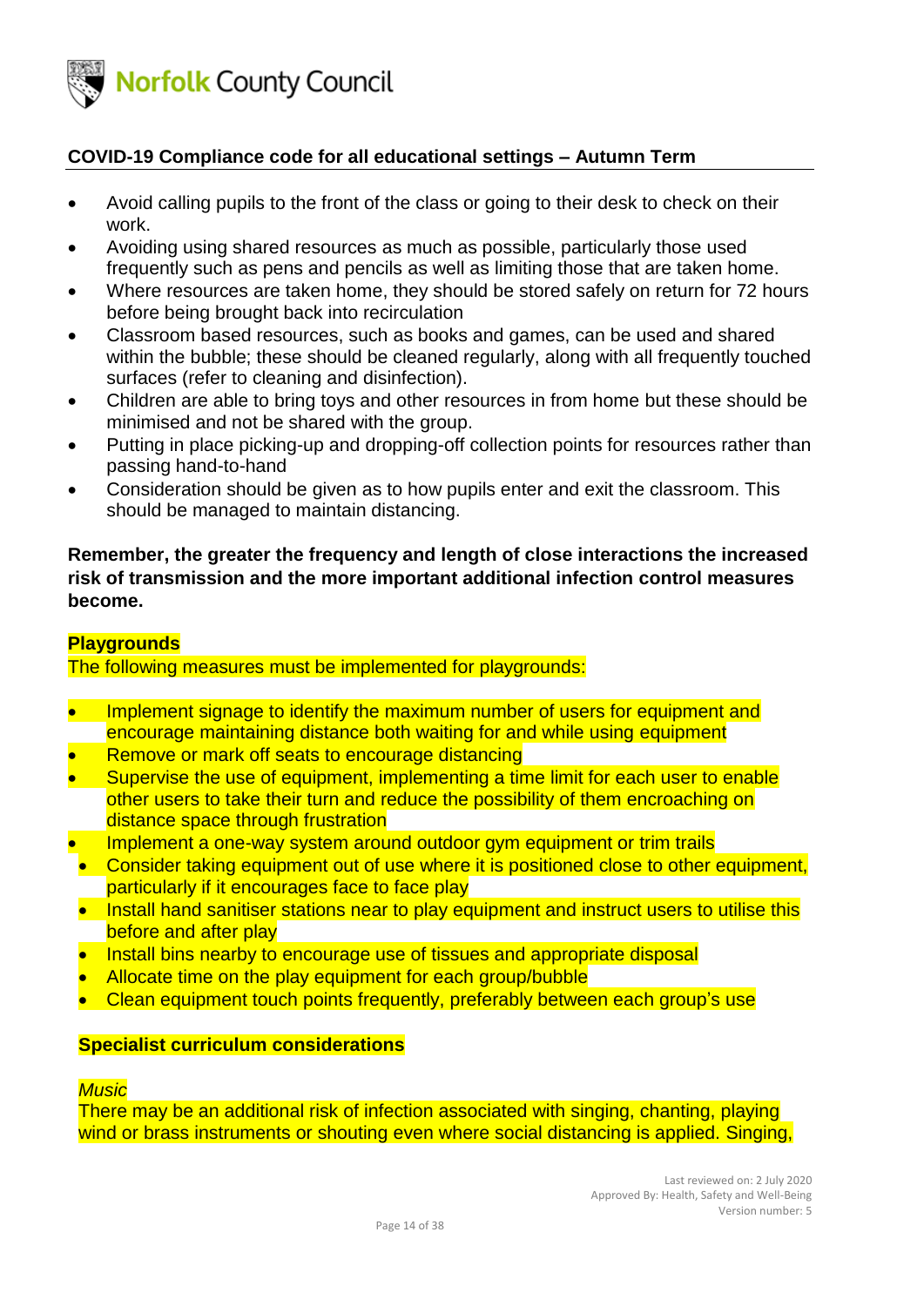- Avoid calling pupils to the front of the class or going to their desk to check on their work.
- Avoiding using shared resources as much as possible, particularly those used frequently such as pens and pencils as well as limiting those that are taken home.
- Where resources are taken home, they should be stored safely on return for 72 hours before being brought back into recirculation
- Classroom based resources, such as books and games, can be used and shared within the bubble; these should be cleaned regularly, along with all frequently touched surfaces (refer to cleaning and disinfection).
- Children are able to bring toys and other resources in from home but these should be minimised and not be shared with the group.
- Putting in place picking-up and dropping-off collection points for resources rather than passing hand-to-hand
- Consideration should be given as to how pupils enter and exit the classroom. This should be managed to maintain distancing.

**Remember, the greater the frequency and length of close interactions the increased risk of transmission and the more important additional infection control measures become.**

**Playgrounds**

The following measures must be implemented for playgrounds:

- Implement signage to identify the maximum number of users for equipment and encourage maintaining distance both waiting for and while using equipment
- Remove or mark off seats to encourage distancing
- Supervise the use of equipment, implementing a time limit for each user to enable other users to take their turn and reduce the possibility of them encroaching on distance space through frustration
- Implement a one-way system around outdoor gym equipment or trim trails
- Consider taking equipment out of use where it is positioned close to other equipment, particularly if it encourages face to face play
- Install hand sanitiser stations near to play equipment and instruct users to utilise this before and after play
- Install bins nearby to encourage use of tissues and appropriate disposal
- Allocate time on the play equipment for each group/bubble
- Clean equipment touch points frequently, preferably between each group's use

**Specialist curriculum considerations**

*Music*

There may be an additional risk of infection associated with singing, chanting, playing wind or brass instruments or shouting even where social distancing is applied. Singing,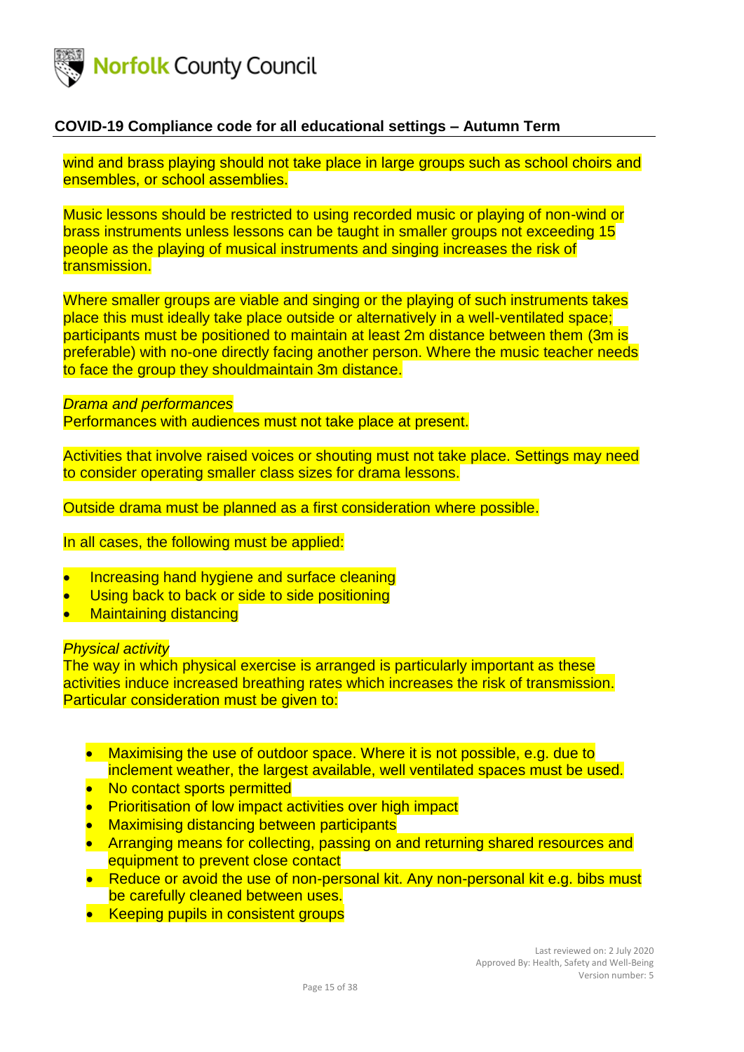wind and brass playing should not take place in large groups such as school choirs and ensembles, or school assemblies.

Music lessons should be restricted to using recorded music or playing of non-wind or brass instruments unless lessons can be taught in smaller groups not exceeding 15 people as the playing of musical instruments and singing increases the risk of transmission.

Where smaller groups are viable and singing or the playing of such instruments takes place this must ideally take place outside or alternatively in a well-ventilated space; participants must be positioned to maintain at least 2m distance between them (3m is preferable) with no-one directly facing another person. Where the music teacher needs to face the group they shouldmaintain 3m distance.

*Drama and performances*
Performances with audiences must not take place at present.

Activities that involve raised voices or shouting must not take place. Settings may need to consider operating smaller class sizes for drama lessons.

Outside drama must be planned as a first consideration where possible.

In all cases, the following must be applied:

- Increasing hand hygiene and surface cleaning
- Using back to back or side to side positioning
- Maintaining distancing

*Physical activity*
The way in which physical exercise is arranged is particularly important as these activities induce increased breathing rates which increases the risk of transmission. Particular consideration must be given to:

- Maximising the use of outdoor space. Where it is not possible, e.g. due to inclement weather, the largest available, well ventilated spaces must be used.
- No contact sports permitted
- Prioritisation of low impact activities over high impact
- Maximising distancing between participants
- Arranging means for collecting, passing on and returning shared resources and equipment to prevent close contact
- Reduce or avoid the use of non-personal kit. Any non-personal kit e.g. bibs must be carefully cleaned between uses.
- Keeping pupils in consistent groups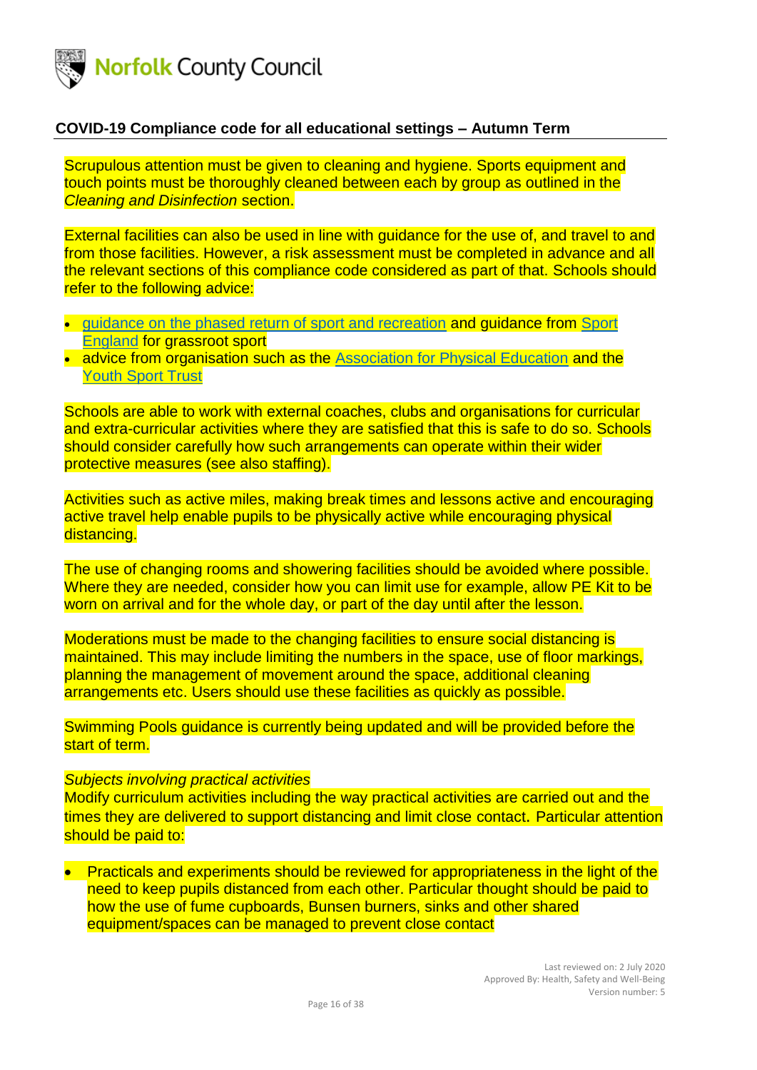## COVID-19 Compliance code for all educational settings – Autumn Term

Scrupulous attention must be given to cleaning and hygiene. Sports equipment and touch points must be thoroughly cleaned between each by group as outlined in the *Cleaning and Disinfection* section.

External facilities can also be used in line with guidance for the use of, and travel to and from those facilities. However, a risk assessment must be completed in advance and all the relevant sections of this compliance code considered as part of that. Schools should refer to the following advice:

- guidance on the phased return of sport and recreation and guidance from Sport England for grassroot sport
- advice from organisation such as the Association for Physical Education and the Youth Sport Trust

Schools are able to work with external coaches, clubs and organisations for curricular and extra-curricular activities where they are satisfied that this is safe to do so. Schools should consider carefully how such arrangements can operate within their wider protective measures (see also staffing).

Activities such as active miles, making break times and lessons active and encouraging active travel help enable pupils to be physically active while encouraging physical distancing.

The use of changing rooms and showering facilities should be avoided where possible. Where they are needed, consider how you can limit use for example, allow PE Kit to be worn on arrival and for the whole day, or part of the day until after the lesson.

Moderations must be made to the changing facilities to ensure social distancing is maintained. This may include limiting the numbers in the space, use of floor markings, planning the management of movement around the space, additional cleaning arrangements etc. Users should use these facilities as quickly as possible.

Swimming Pools guidance is currently being updated and will be provided before the start of term.

*Subjects involving practical activities*

Modify curriculum activities including the way practical activities are carried out and the times they are delivered to support distancing and limit close contact. Particular attention should be paid to:

- Practicals and experiments should be reviewed for appropriateness in the light of the need to keep pupils distanced from each other. Particular thought should be paid to how the use of fume cupboards, Bunsen burners, sinks and other shared equipment/spaces can be managed to prevent close contact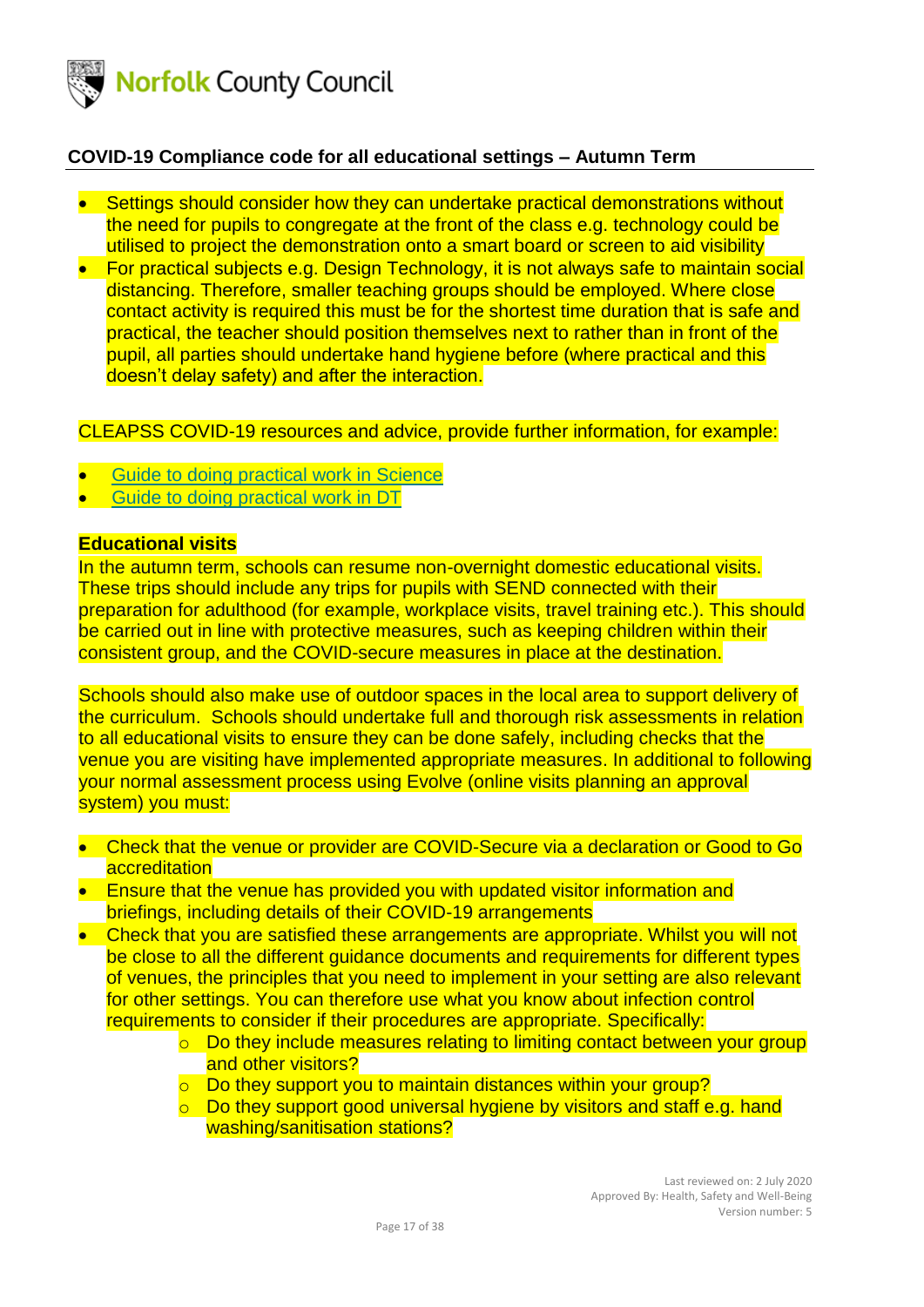- Settings should consider how they can undertake practical demonstrations without the need for pupils to congregate at the front of the class e.g. technology could be utilised to project the demonstration onto a smart board or screen to aid visibility
- For practical subjects e.g. Design Technology, it is not always safe to maintain social distancing. Therefore, smaller teaching groups should be employed. Where close contact activity is required this must be for the shortest time duration that is safe and practical, the teacher should position themselves next to rather than in front of the pupil, all parties should undertake hand hygiene before (where practical and this doesn't delay safety) and after the interaction.

CLEAPSS COVID-19 resources and advice, provide further information, for example:

- Guide to doing practical work in Science
- Guide to doing practical work in DT

**Educational visits**

In the autumn term, schools can resume non-overnight domestic educational visits. These trips should include any trips for pupils with SEND connected with their preparation for adulthood (for example, workplace visits, travel training etc.). This should be carried out in line with protective measures, such as keeping children within their consistent group, and the COVID-secure measures in place at the destination.

Schools should also make use of outdoor spaces in the local area to support delivery of the curriculum. Schools should undertake full and thorough risk assessments in relation to all educational visits to ensure they can be done safely, including checks that the venue you are visiting have implemented appropriate measures. In additional to following your normal assessment process using Evolve (online visits planning an approval system) you must:

- Check that the venue or provider are COVID-Secure via a declaration or Good to Go accreditation
- Ensure that the venue has provided you with updated visitor information and briefings, including details of their COVID-19 arrangements
- Check that you are satisfied these arrangements are appropriate. Whilst you will not be close to all the different guidance documents and requirements for different types of venues, the principles that you need to implement in your setting are also relevant for other settings. You can therefore use what you know about infection control requirements to consider if their procedures are appropriate. Specifically:
    - Do they include measures relating to limiting contact between your group and other visitors?
    - Do they support you to maintain distances within your group?
    - Do they support good universal hygiene by visitors and staff e.g. hand washing/sanitisation stations?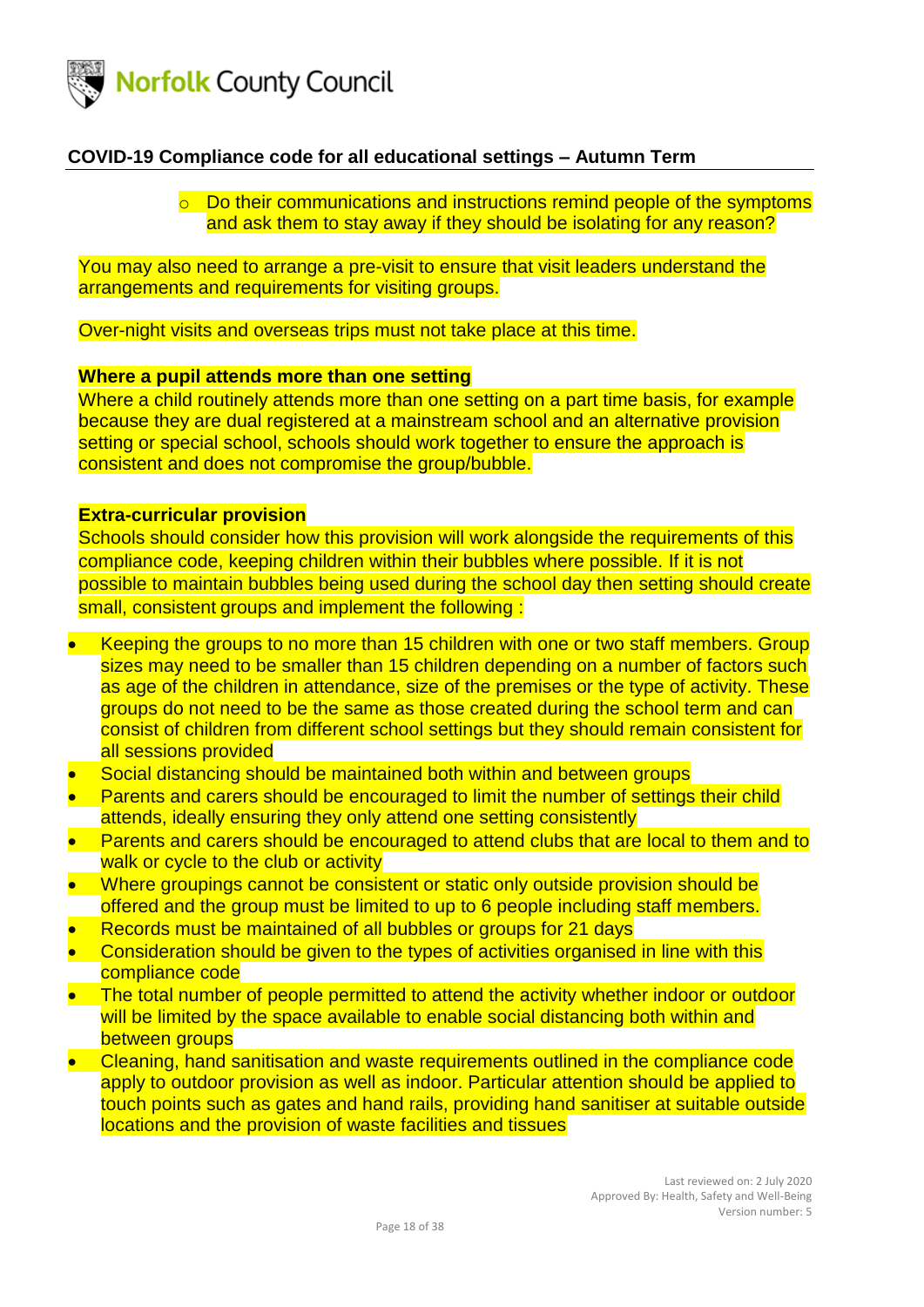- Do their communications and instructions remind people of the symptoms and ask them to stay away if they should be isolating for any reason?

You may also need to arrange a pre-visit to ensure that visit leaders understand the arrangements and requirements for visiting groups.

Over-night visits and overseas trips must not take place at this time.

**Where a pupil attends more than one setting**

Where a child routinely attends more than one setting on a part time basis, for example because they are dual registered at a mainstream school and an alternative provision setting or special school, schools should work together to ensure the approach is consistent and does not compromise the group/bubble.

**Extra-curricular provision**

Schools should consider how this provision will work alongside the requirements of this compliance code, keeping children within their bubbles where possible. If it is not possible to maintain bubbles being used during the school day then setting should create small, consistent groups and implement the following :

- Keeping the groups to no more than 15 children with one or two staff members. Group sizes may need to be smaller than 15 children depending on a number of factors such as age of the children in attendance, size of the premises or the type of activity. These groups do not need to be the same as those created during the school term and can consist of children from different school settings but they should remain consistent for all sessions provided
- Social distancing should be maintained both within and between groups
- Parents and carers should be encouraged to limit the number of settings their child attends, ideally ensuring they only attend one setting consistently
- Parents and carers should be encouraged to attend clubs that are local to them and to walk or cycle to the club or activity
- Where groupings cannot be consistent or static only outside provision should be offered and the group must be limited to up to 6 people including staff members.
- Records must be maintained of all bubbles or groups for 21 days
- Consideration should be given to the types of activities organised in line with this compliance code
- The total number of people permitted to attend the activity whether indoor or outdoor will be limited by the space available to enable social distancing both within and between groups
- Cleaning, hand sanitisation and waste requirements outlined in the compliance code apply to outdoor provision as well as indoor. Particular attention should be applied to touch points such as gates and hand rails, providing hand sanitiser at suitable outside locations and the provision of waste facilities and tissues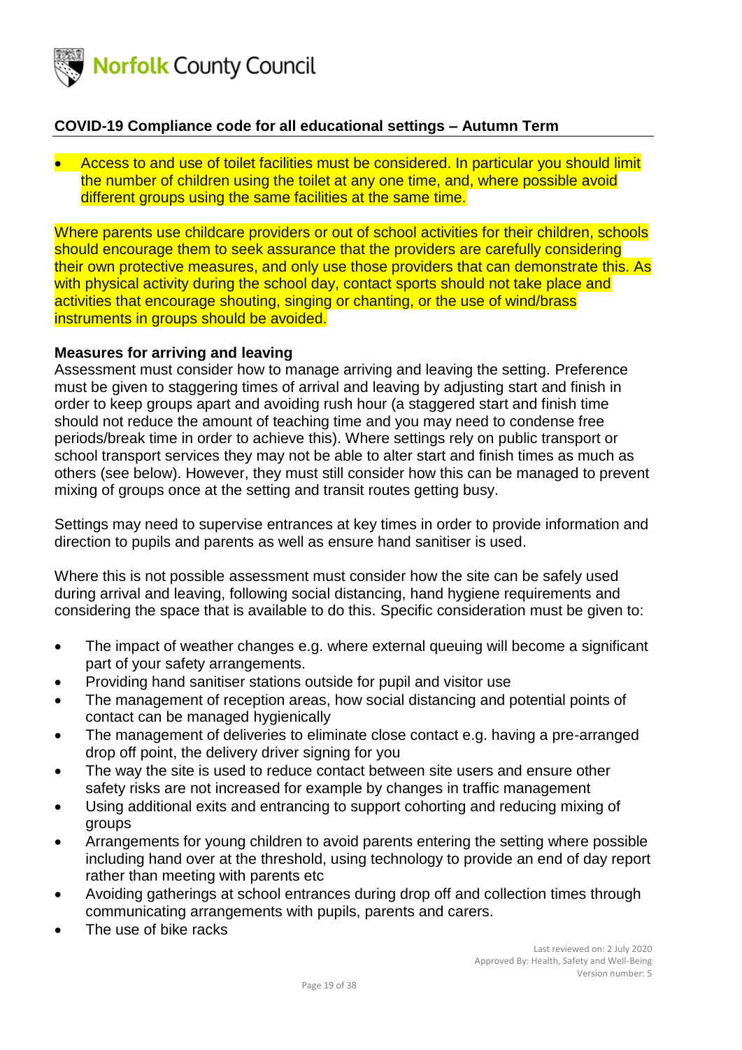- Access to and use of toilet facilities must be considered. In particular you should limit the number of children using the toilet at any one time, and, where possible avoid different groups using the same facilities at the same time.

Where parents use childcare providers or out of school activities for their children, schools should encourage them to seek assurance that the providers are carefully considering their own protective measures, and only use those providers that can demonstrate this. As with physical activity during the school day, contact sports should not take place and activities that encourage shouting, singing or chanting, or the use of wind/brass instruments in groups should be avoided.

**Measures for arriving and leaving**

Assessment must consider how to manage arriving and leaving the setting. Preference must be given to staggering times of arrival and leaving by adjusting start and finish in order to keep groups apart and avoiding rush hour (a staggered start and finish time should not reduce the amount of teaching time and you may need to condense free periods/break time in order to achieve this). Where settings rely on public transport or school transport services they may not be able to alter start and finish times as much as others (see below). However, they must still consider how this can be managed to prevent mixing of groups once at the setting and transit routes getting busy.

Settings may need to supervise entrances at key times in order to provide information and direction to pupils and parents as well as ensure hand sanitiser is used.

Where this is not possible assessment must consider how the site can be safely used during arrival and leaving, following social distancing, hand hygiene requirements and considering the space that is available to do this. Specific consideration must be given to:

- The impact of weather changes e.g. where external queuing will become a significant part of your safety arrangements.
- Providing hand sanitiser stations outside for pupil and visitor use
- The management of reception areas, how social distancing and potential points of contact can be managed hygienically
- The management of deliveries to eliminate close contact e.g. having a pre-arranged drop off point, the delivery driver signing for you
- The way the site is used to reduce contact between site users and ensure other safety risks are not increased for example by changes in traffic management
- Using additional exits and entrancing to support cohorting and reducing mixing of groups
- Arrangements for young children to avoid parents entering the setting where possible including hand over at the threshold, using technology to provide an end of day report rather than meeting with parents etc
- Avoiding gatherings at school entrances during drop off and collection times through communicating arrangements with pupils, parents and carers.
- The use of bike racks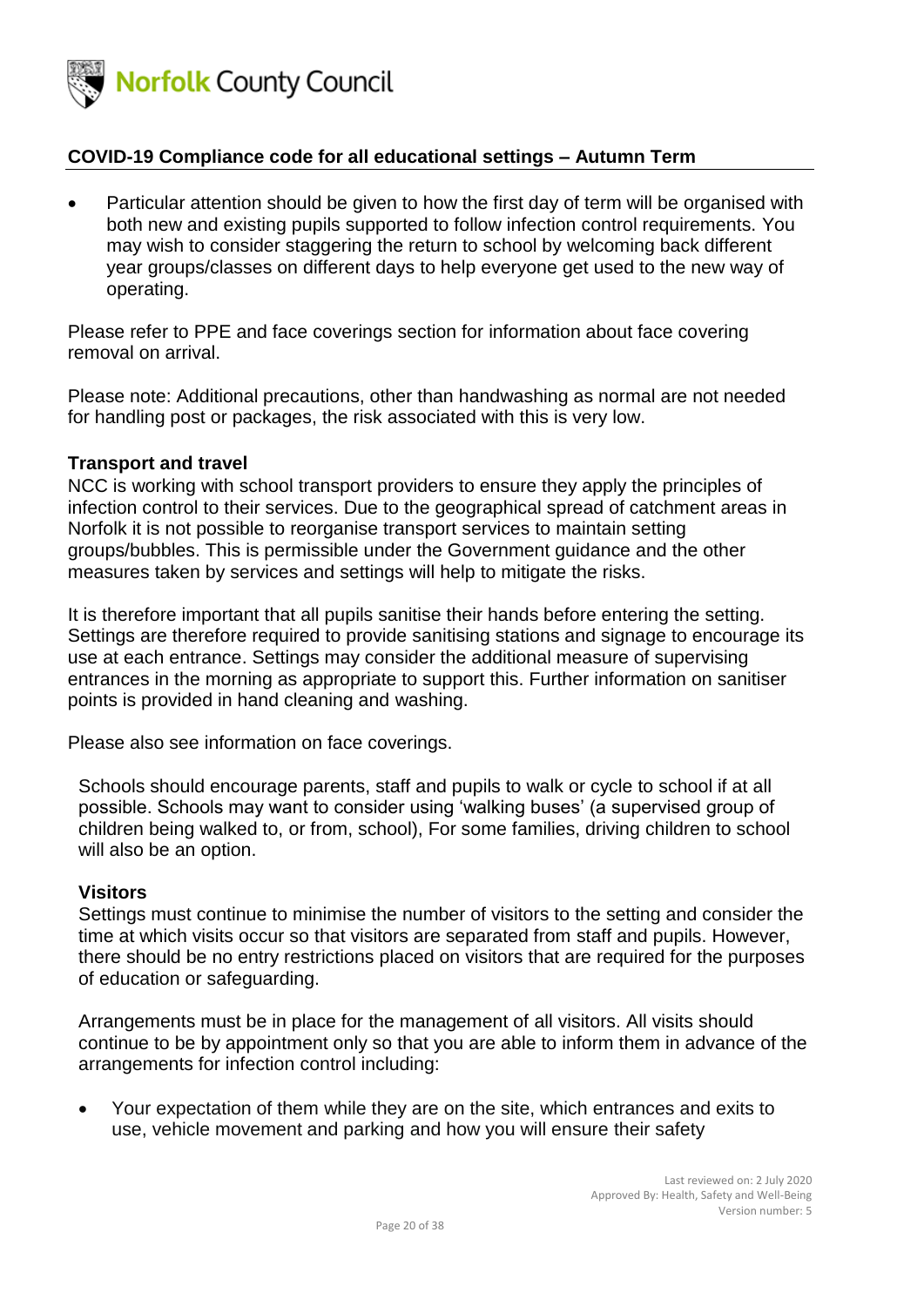- Particular attention should be given to how the first day of term will be organised with both new and existing pupils supported to follow infection control requirements. You may wish to consider staggering the return to school by welcoming back different year groups/classes on different days to help everyone get used to the new way of operating.

Please refer to PPE and face coverings section for information about face covering removal on arrival.

Please note: Additional precautions, other than handwashing as normal are not needed for handling post or packages, the risk associated with this is very low.

**Transport and travel**

NCC is working with school transport providers to ensure they apply the principles of infection control to their services. Due to the geographical spread of catchment areas in Norfolk it is not possible to reorganise transport services to maintain setting groups/bubbles. This is permissible under the Government guidance and the other measures taken by services and settings will help to mitigate the risks.

It is therefore important that all pupils sanitise their hands before entering the setting. Settings are therefore required to provide sanitising stations and signage to encourage its use at each entrance. Settings may consider the additional measure of supervising entrances in the morning as appropriate to support this. Further information on sanitiser points is provided in hand cleaning and washing.

Please also see information on face coverings.

Schools should encourage parents, staff and pupils to walk or cycle to school if at all possible. Schools may want to consider using 'walking buses' (a supervised group of children being walked to, or from, school), For some families, driving children to school will also be an option.

**Visitors**

Settings must continue to minimise the number of visitors to the setting and consider the time at which visits occur so that visitors are separated from staff and pupils. However, there should be no entry restrictions placed on visitors that are required for the purposes of education or safeguarding.

Arrangements must be in place for the management of all visitors. All visits should continue to be by appointment only so that you are able to inform them in advance of the arrangements for infection control including:

- Your expectation of them while they are on the site, which entrances and exits to use, vehicle movement and parking and how you will ensure their safety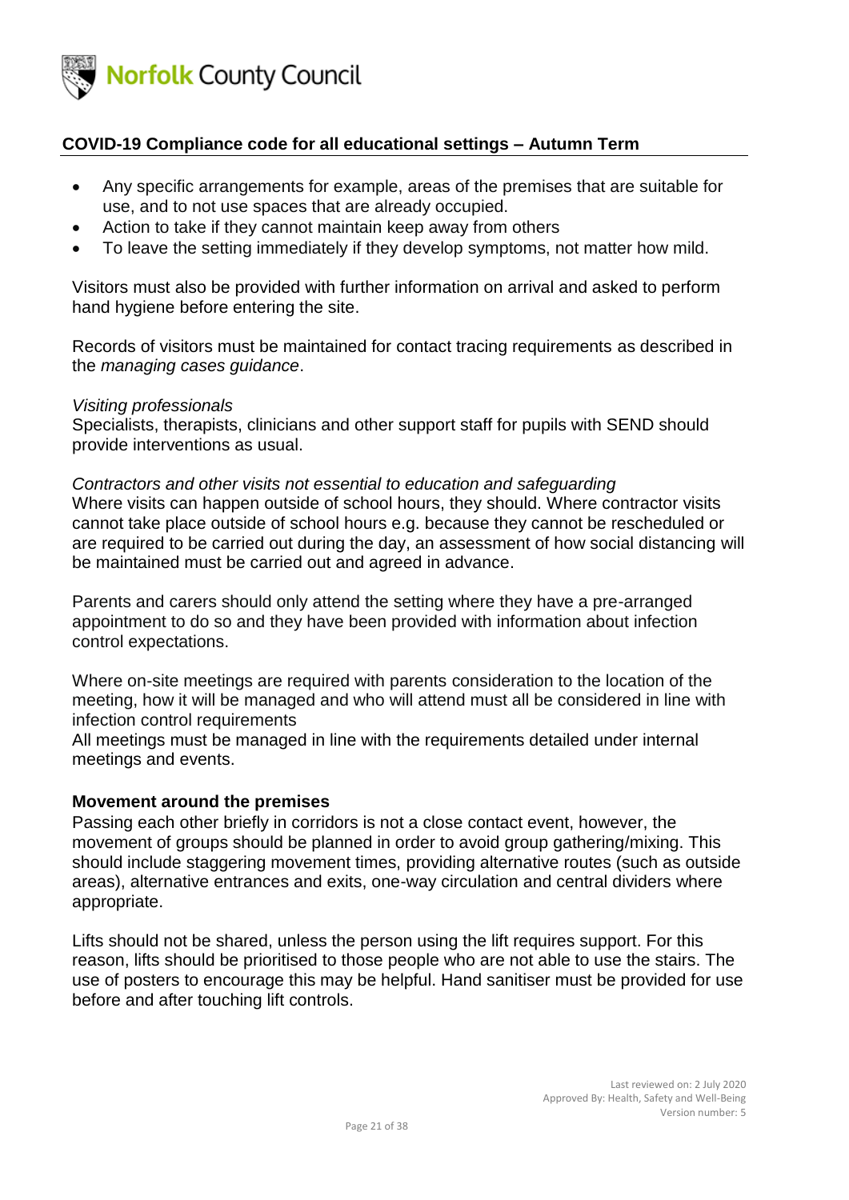- Any specific arrangements for example, areas of the premises that are suitable for use, and to not use spaces that are already occupied.
- Action to take if they cannot maintain keep away from others
- To leave the setting immediately if they develop symptoms, not matter how mild.

Visitors must also be provided with further information on arrival and asked to perform hand hygiene before entering the site.

Records of visitors must be maintained for contact tracing requirements as described in the *managing cases guidance*.

*Visiting professionals*
Specialists, therapists, clinicians and other support staff for pupils with SEND should provide interventions as usual.

*Contractors and other visits not essential to education and safeguarding*
Where visits can happen outside of school hours, they should. Where contractor visits cannot take place outside of school hours e.g. because they cannot be rescheduled or are required to be carried out during the day, an assessment of how social distancing will be maintained must be carried out and agreed in advance.

Parents and carers should only attend the setting where they have a pre-arranged appointment to do so and they have been provided with information about infection control expectations.

Where on-site meetings are required with parents consideration to the location of the meeting, how it will be managed and who will attend must all be considered in line with infection control requirements
All meetings must be managed in line with the requirements detailed under internal meetings and events.

**Movement around the premises**
Passing each other briefly in corridors is not a close contact event, however, the movement of groups should be planned in order to avoid group gathering/mixing. This should include staggering movement times, providing alternative routes (such as outside areas), alternative entrances and exits, one-way circulation and central dividers where appropriate.

Lifts should not be shared, unless the person using the lift requires support. For this reason, lifts should be prioritised to those people who are not able to use the stairs. The use of posters to encourage this may be helpful. Hand sanitiser must be provided for use before and after touching lift controls.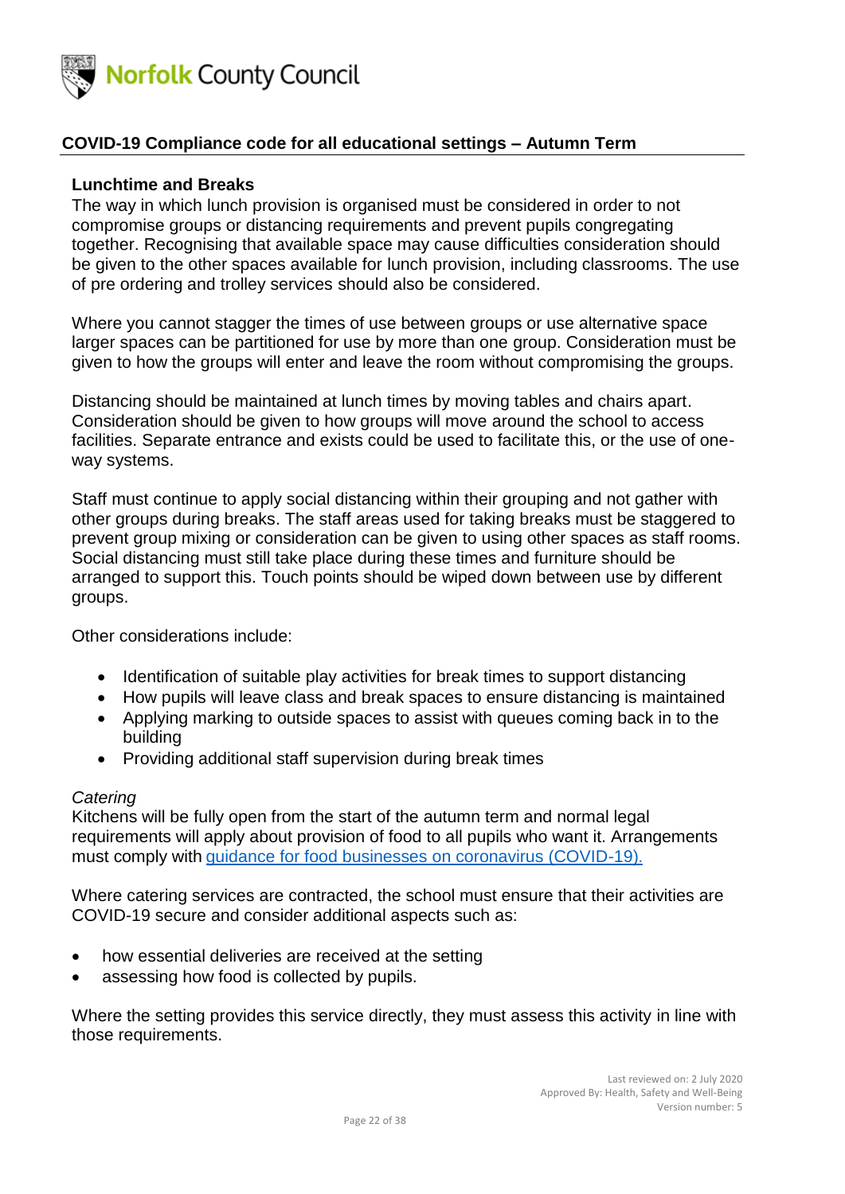## COVID-19 Compliance code for all educational settings – Autumn Term

### Lunchtime and Breaks

The way in which lunch provision is organised must be considered in order to not compromise groups or distancing requirements and prevent pupils congregating together. Recognising that available space may cause difficulties consideration should be given to the other spaces available for lunch provision, including classrooms. The use of pre ordering and trolley services should also be considered.

Where you cannot stagger the times of use between groups or use alternative space larger spaces can be partitioned for use by more than one group. Consideration must be given to how the groups will enter and leave the room without compromising the groups.

Distancing should be maintained at lunch times by moving tables and chairs apart. Consideration should be given to how groups will move around the school to access facilities. Separate entrance and exists could be used to facilitate this, or the use of one-way systems.

Staff must continue to apply social distancing within their grouping and not gather with other groups during breaks. The staff areas used for taking breaks must be staggered to prevent group mixing or consideration can be given to using other spaces as staff rooms. Social distancing must still take place during these times and furniture should be arranged to support this. Touch points should be wiped down between use by different groups.

Other considerations include:

- Identification of suitable play activities for break times to support distancing
- How pupils will leave class and break spaces to ensure distancing is maintained
- Applying marking to outside spaces to assist with queues coming back in to the building
- Providing additional staff supervision during break times

*Catering*

Kitchens will be fully open from the start of the autumn term and normal legal requirements will apply about provision of food to all pupils who want it. Arrangements must comply with [guidance for food businesses on coronavirus (COVID-19).]

Where catering services are contracted, the school must ensure that their activities are COVID-19 secure and consider additional aspects such as:

- how essential deliveries are received at the setting
- assessing how food is collected by pupils.

Where the setting provides this service directly, they must assess this activity in line with those requirements.

Last reviewed on: 2 July 2020
Approved By: Health, Safety and Well-Being
Version number: 5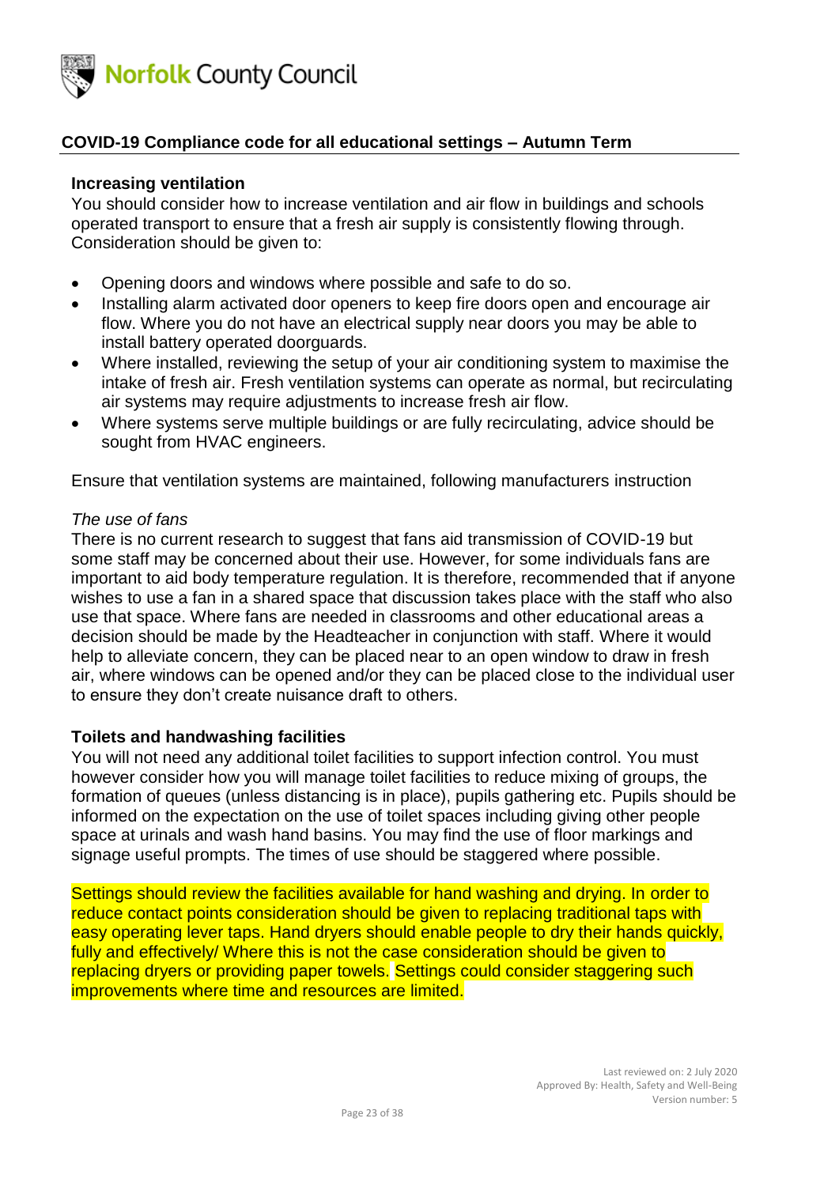## COVID-19 Compliance code for all educational settings – Autumn Term

### Increasing ventilation

You should consider how to increase ventilation and air flow in buildings and schools operated transport to ensure that a fresh air supply is consistently flowing through. Consideration should be given to:

- Opening doors and windows where possible and safe to do so.
- Installing alarm activated door openers to keep fire doors open and encourage air flow. Where you do not have an electrical supply near doors you may be able to install battery operated doorguards.
- Where installed, reviewing the setup of your air conditioning system to maximise the intake of fresh air. Fresh ventilation systems can operate as normal, but recirculating air systems may require adjustments to increase fresh air flow.
- Where systems serve multiple buildings or are fully recirculating, advice should be sought from HVAC engineers.

Ensure that ventilation systems are maintained, following manufacturers instruction

*The use of fans*

There is no current research to suggest that fans aid transmission of COVID-19 but some staff may be concerned about their use. However, for some individuals fans are important to aid body temperature regulation. It is therefore, recommended that if anyone wishes to use a fan in a shared space that discussion takes place with the staff who also use that space. Where fans are needed in classrooms and other educational areas a decision should be made by the Headteacher in conjunction with staff. Where it would help to alleviate concern, they can be placed near to an open window to draw in fresh air, where windows can be opened and/or they can be placed close to the individual user to ensure they don't create nuisance draft to others.

### Toilets and handwashing facilities

You will not need any additional toilet facilities to support infection control. You must however consider how you will manage toilet facilities to reduce mixing of groups, the formation of queues (unless distancing is in place), pupils gathering etc. Pupils should be informed on the expectation on the use of toilet spaces including giving other people space at urinals and wash hand basins. You may find the use of floor markings and signage useful prompts. The times of use should be staggered where possible.

Settings should review the facilities available for hand washing and drying. In order to reduce contact points consideration should be given to replacing traditional taps with easy operating lever taps. Hand dryers should enable people to dry their hands quickly, fully and effectively/ Where this is not the case consideration should be given to replacing dryers or providing paper towels. Settings could consider staggering such improvements where time and resources are limited.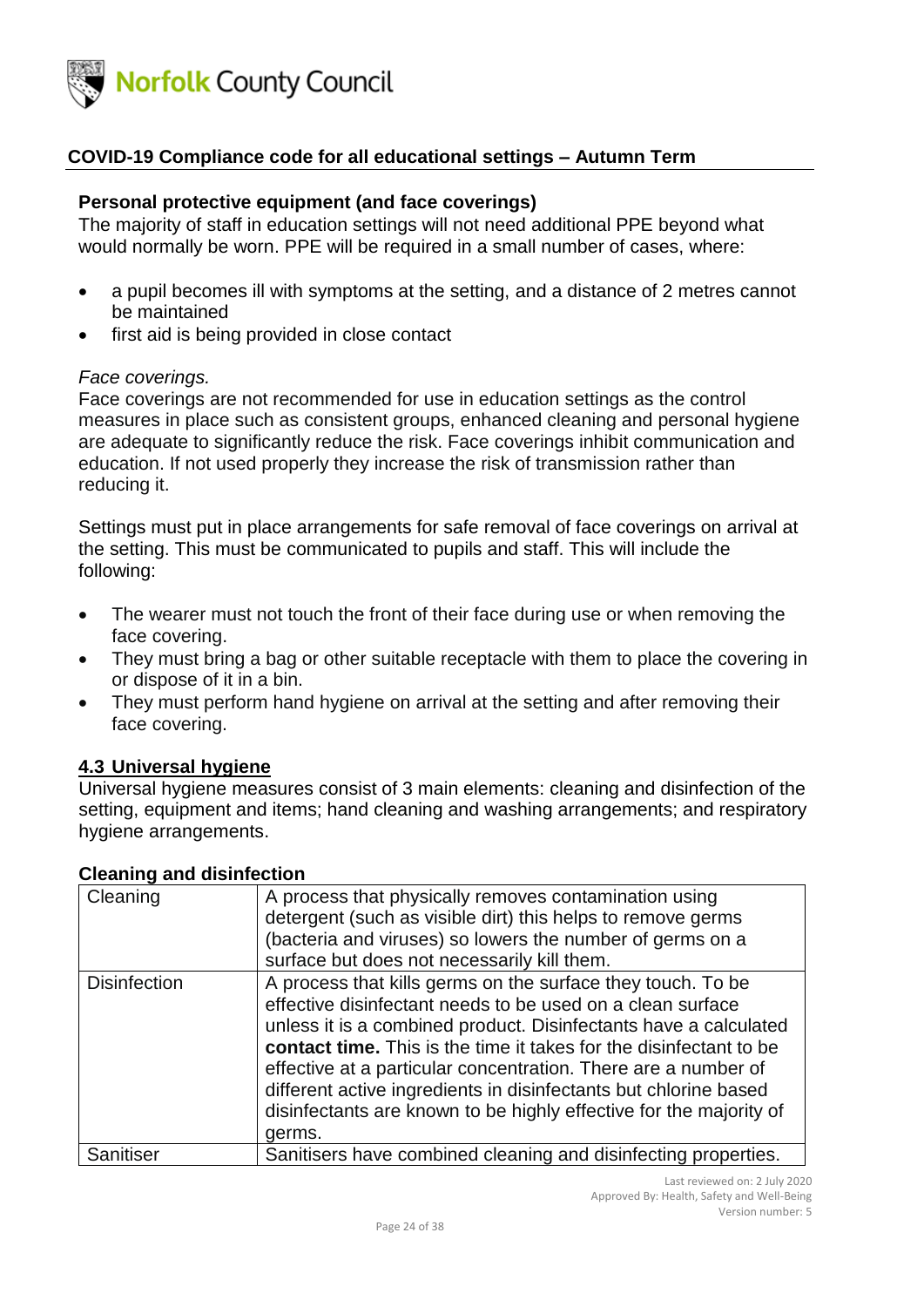## COVID-19 Compliance code for all educational settings – Autumn Term

### Personal protective equipment (and face coverings)

The majority of staff in education settings will not need additional PPE beyond what would normally be worn. PPE will be required in a small number of cases, where:

- a pupil becomes ill with symptoms at the setting, and a distance of 2 metres cannot be maintained
- first aid is being provided in close contact

*Face coverings.*

Face coverings are not recommended for use in education settings as the control measures in place such as consistent groups, enhanced cleaning and personal hygiene are adequate to significantly reduce the risk. Face coverings inhibit communication and education. If not used properly they increase the risk of transmission rather than reducing it.

Settings must put in place arrangements for safe removal of face coverings on arrival at the setting. This must be communicated to pupils and staff. This will include the following:

- The wearer must not touch the front of their face during use or when removing the face covering.
- They must bring a bag or other suitable receptacle with them to place the covering in or dispose of it in a bin.
- They must perform hand hygiene on arrival at the setting and after removing their face covering.

### 4.3 Universal hygiene

Universal hygiene measures consist of 3 main elements: cleaning and disinfection of the setting, equipment and items; hand cleaning and washing arrangements; and respiratory hygiene arrangements.

**Cleaning and disinfection**

| Cleaning | A process that physically removes contamination using detergent (such as visible dirt) this helps to remove germs (bacteria and viruses) so lowers the number of germs on a surface but does not necessarily kill them. |
|---|---|
| Disinfection | A process that kills germs on the surface they touch. To be effective disinfectant needs to be used on a clean surface unless it is a combined product. Disinfectants have a calculated **contact time.** This is the time it takes for the disinfectant to be effective at a particular concentration. There are a number of different active ingredients in disinfectants but chlorine based disinfectants are known to be highly effective for the majority of germs. |
| Sanitiser | Sanitisers have combined cleaning and disinfecting properties. |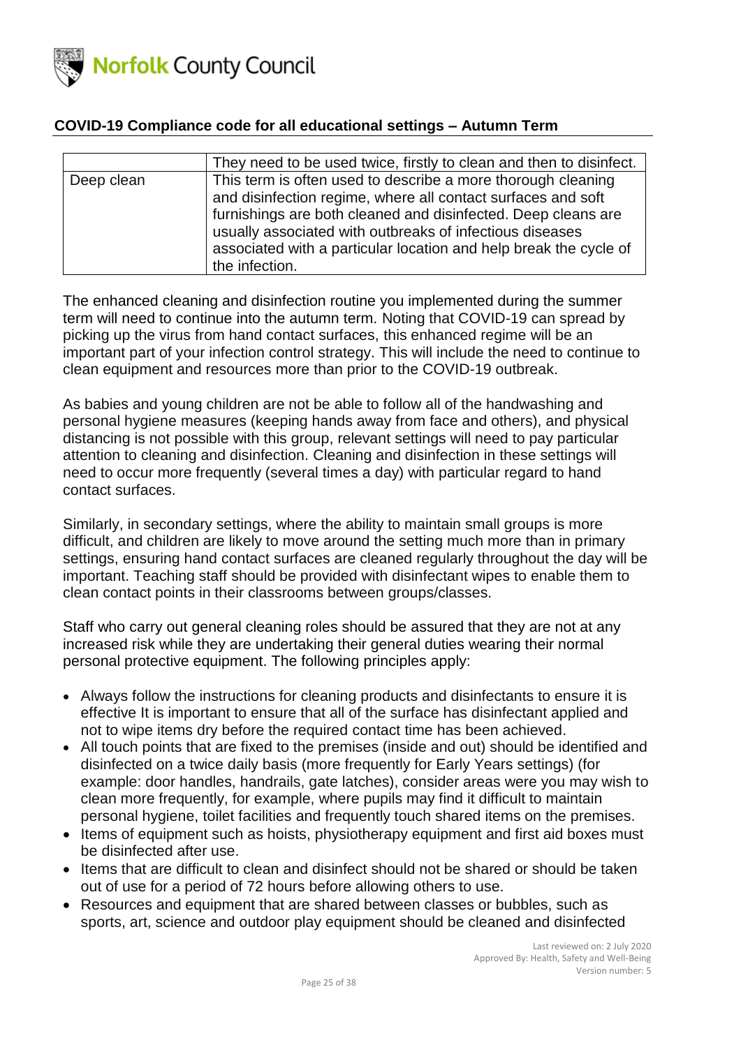## COVID-19 Compliance code for all educational settings – Autumn Term

| | |
|---|---|
| | They need to be used twice, firstly to clean and then to disinfect. |
| Deep clean | This term is often used to describe a more thorough cleaning and disinfection regime, where all contact surfaces and soft furnishings are both cleaned and disinfected. Deep cleans are usually associated with outbreaks of infectious diseases associated with a particular location and help break the cycle of the infection. |

The enhanced cleaning and disinfection routine you implemented during the summer term will need to continue into the autumn term. Noting that COVID-19 can spread by picking up the virus from hand contact surfaces, this enhanced regime will be an important part of your infection control strategy. This will include the need to continue to clean equipment and resources more than prior to the COVID-19 outbreak.

As babies and young children are not be able to follow all of the handwashing and personal hygiene measures (keeping hands away from face and others), and physical distancing is not possible with this group, relevant settings will need to pay particular attention to cleaning and disinfection. Cleaning and disinfection in these settings will need to occur more frequently (several times a day) with particular regard to hand contact surfaces.

Similarly, in secondary settings, where the ability to maintain small groups is more difficult, and children are likely to move around the setting much more than in primary settings, ensuring hand contact surfaces are cleaned regularly throughout the day will be important. Teaching staff should be provided with disinfectant wipes to enable them to clean contact points in their classrooms between groups/classes.

Staff who carry out general cleaning roles should be assured that they are not at any increased risk while they are undertaking their general duties wearing their normal personal protective equipment. The following principles apply:

- Always follow the instructions for cleaning products and disinfectants to ensure it is effective It is important to ensure that all of the surface has disinfectant applied and not to wipe items dry before the required contact time has been achieved.
- All touch points that are fixed to the premises (inside and out) should be identified and disinfected on a twice daily basis (more frequently for Early Years settings) (for example: door handles, handrails, gate latches), consider areas were you may wish to clean more frequently, for example, where pupils may find it difficult to maintain personal hygiene, toilet facilities and frequently touch shared items on the premises.
- Items of equipment such as hoists, physiotherapy equipment and first aid boxes must be disinfected after use.
- Items that are difficult to clean and disinfect should not be shared or should be taken out of use for a period of 72 hours before allowing others to use.
- Resources and equipment that are shared between classes or bubbles, such as sports, art, science and outdoor play equipment should be cleaned and disinfected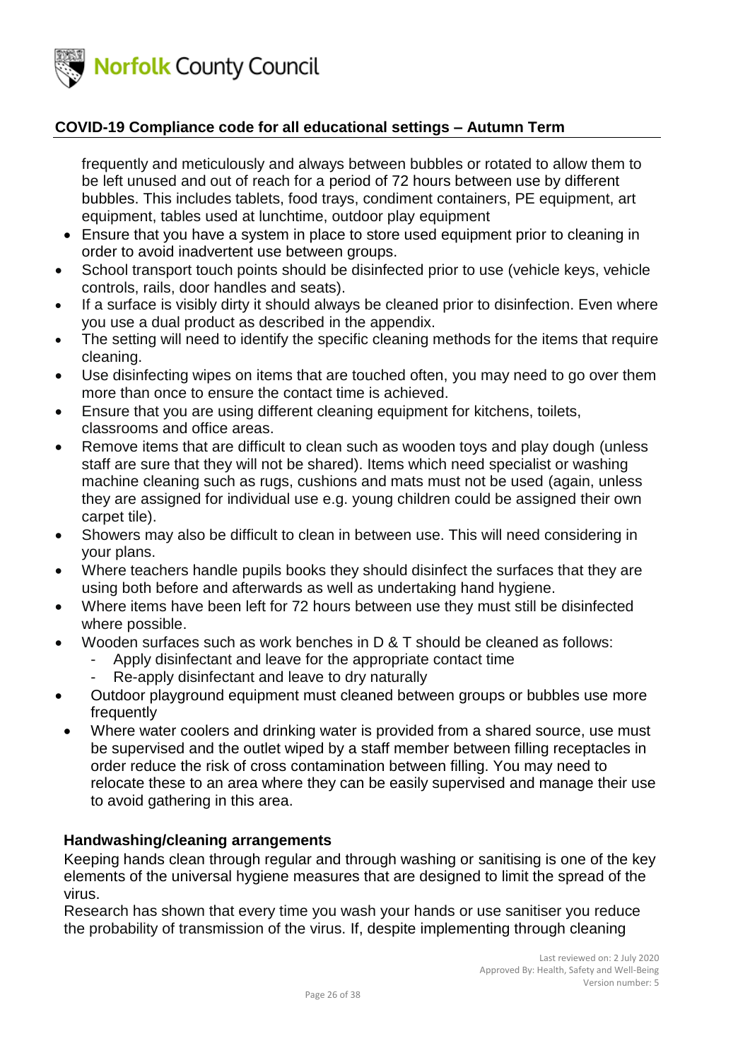frequently and meticulously and always between bubbles or rotated to allow them to be left unused and out of reach for a period of 72 hours between use by different bubbles. This includes tablets, food trays, condiment containers, PE equipment, art equipment, tables used at lunchtime, outdoor play equipment

- Ensure that you have a system in place to store used equipment prior to cleaning in order to avoid inadvertent use between groups.
- School transport touch points should be disinfected prior to use (vehicle keys, vehicle controls, rails, door handles and seats).
- If a surface is visibly dirty it should always be cleaned prior to disinfection. Even where you use a dual product as described in the appendix.
- The setting will need to identify the specific cleaning methods for the items that require cleaning.
- Use disinfecting wipes on items that are touched often, you may need to go over them more than once to ensure the contact time is achieved.
- Ensure that you are using different cleaning equipment for kitchens, toilets, classrooms and office areas.
- Remove items that are difficult to clean such as wooden toys and play dough (unless staff are sure that they will not be shared). Items which need specialist or washing machine cleaning such as rugs, cushions and mats must not be used (again, unless they are assigned for individual use e.g. young children could be assigned their own carpet tile).
- Showers may also be difficult to clean in between use. This will need considering in your plans.
- Where teachers handle pupils books they should disinfect the surfaces that they are using both before and afterwards as well as undertaking hand hygiene.
- Where items have been left for 72 hours between use they must still be disinfected where possible.
- Wooden surfaces such as work benches in D & T should be cleaned as follows:
  - Apply disinfectant and leave for the appropriate contact time
  - Re-apply disinfectant and leave to dry naturally
- Outdoor playground equipment must cleaned between groups or bubbles use more frequently
- Where water coolers and drinking water is provided from a shared source, use must be supervised and the outlet wiped by a staff member between filling receptacles in order reduce the risk of cross contamination between filling. You may need to relocate these to an area where they can be easily supervised and manage their use to avoid gathering in this area.

### Handwashing/cleaning arrangements

Keeping hands clean through regular and through washing or sanitising is one of the key elements of the universal hygiene measures that are designed to limit the spread of the virus.

Research has shown that every time you wash your hands or use sanitiser you reduce the probability of transmission of the virus. If, despite implementing through cleaning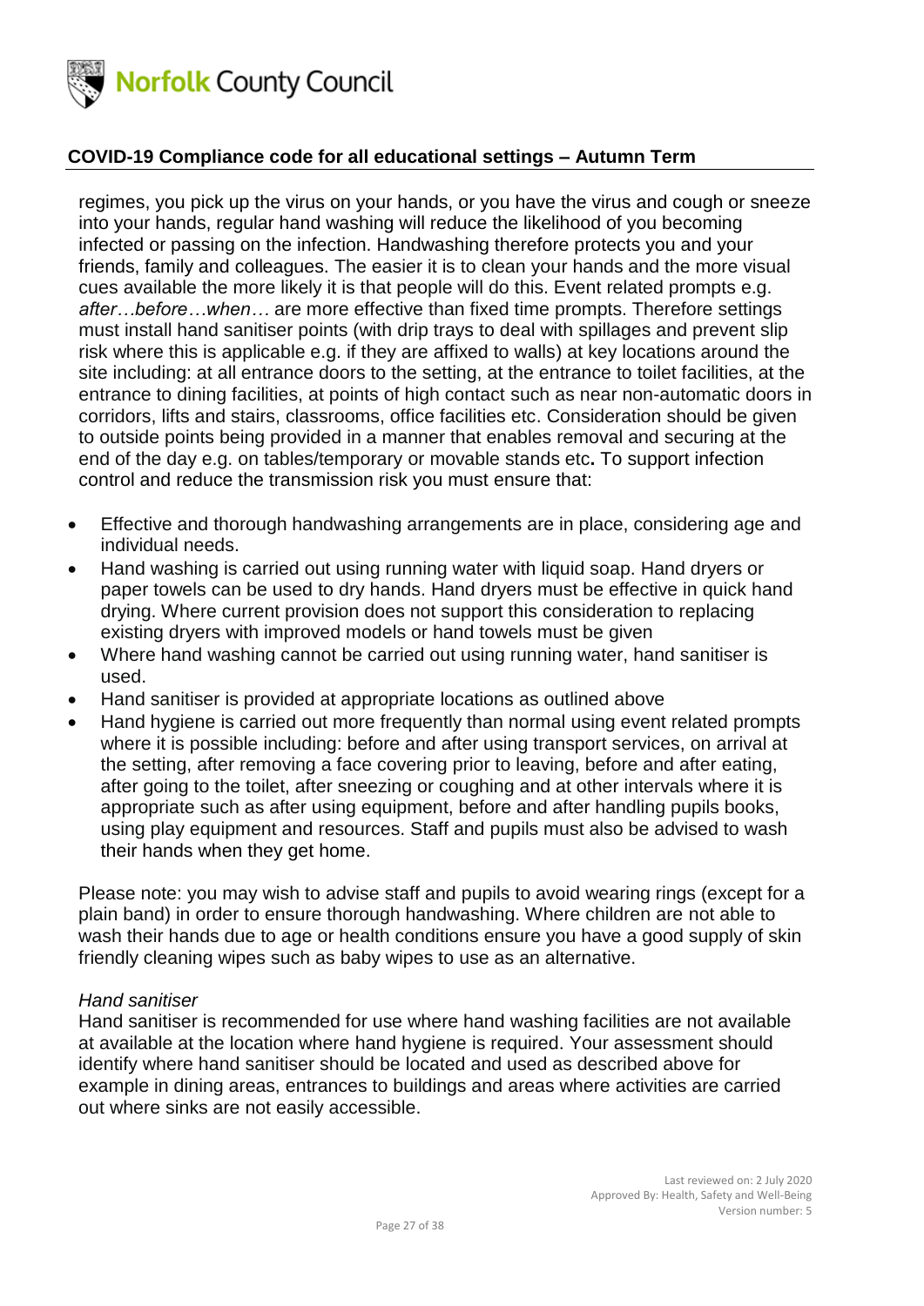regimes, you pick up the virus on your hands, or you have the virus and cough or sneeze into your hands, regular hand washing will reduce the likelihood of you becoming infected or passing on the infection. Handwashing therefore protects you and your friends, family and colleagues. The easier it is to clean your hands and the more visual cues available the more likely it is that people will do this. Event related prompts e.g. *after…before…when…* are more effective than fixed time prompts. Therefore settings must install hand sanitiser points (with drip trays to deal with spillages and prevent slip risk where this is applicable e.g. if they are affixed to walls) at key locations around the site including: at all entrance doors to the setting, at the entrance to toilet facilities, at the entrance to dining facilities, at points of high contact such as near non-automatic doors in corridors, lifts and stairs, classrooms, office facilities etc. Consideration should be given to outside points being provided in a manner that enables removal and securing at the end of the day e.g. on tables/temporary or movable stands etc**.** To support infection control and reduce the transmission risk you must ensure that:

- Effective and thorough handwashing arrangements are in place, considering age and individual needs.
- Hand washing is carried out using running water with liquid soap. Hand dryers or paper towels can be used to dry hands. Hand dryers must be effective in quick hand drying. Where current provision does not support this consideration to replacing existing dryers with improved models or hand towels must be given
- Where hand washing cannot be carried out using running water, hand sanitiser is used.
- Hand sanitiser is provided at appropriate locations as outlined above
- Hand hygiene is carried out more frequently than normal using event related prompts where it is possible including: before and after using transport services, on arrival at the setting, after removing a face covering prior to leaving, before and after eating, after going to the toilet, after sneezing or coughing and at other intervals where it is appropriate such as after using equipment, before and after handling pupils books, using play equipment and resources. Staff and pupils must also be advised to wash their hands when they get home.

Please note: you may wish to advise staff and pupils to avoid wearing rings (except for a plain band) in order to ensure thorough handwashing. Where children are not able to wash their hands due to age or health conditions ensure you have a good supply of skin friendly cleaning wipes such as baby wipes to use as an alternative.

*Hand sanitiser*

Hand sanitiser is recommended for use where hand washing facilities are not available at available at the location where hand hygiene is required. Your assessment should identify where hand sanitiser should be located and used as described above for example in dining areas, entrances to buildings and areas where activities are carried out where sinks are not easily accessible.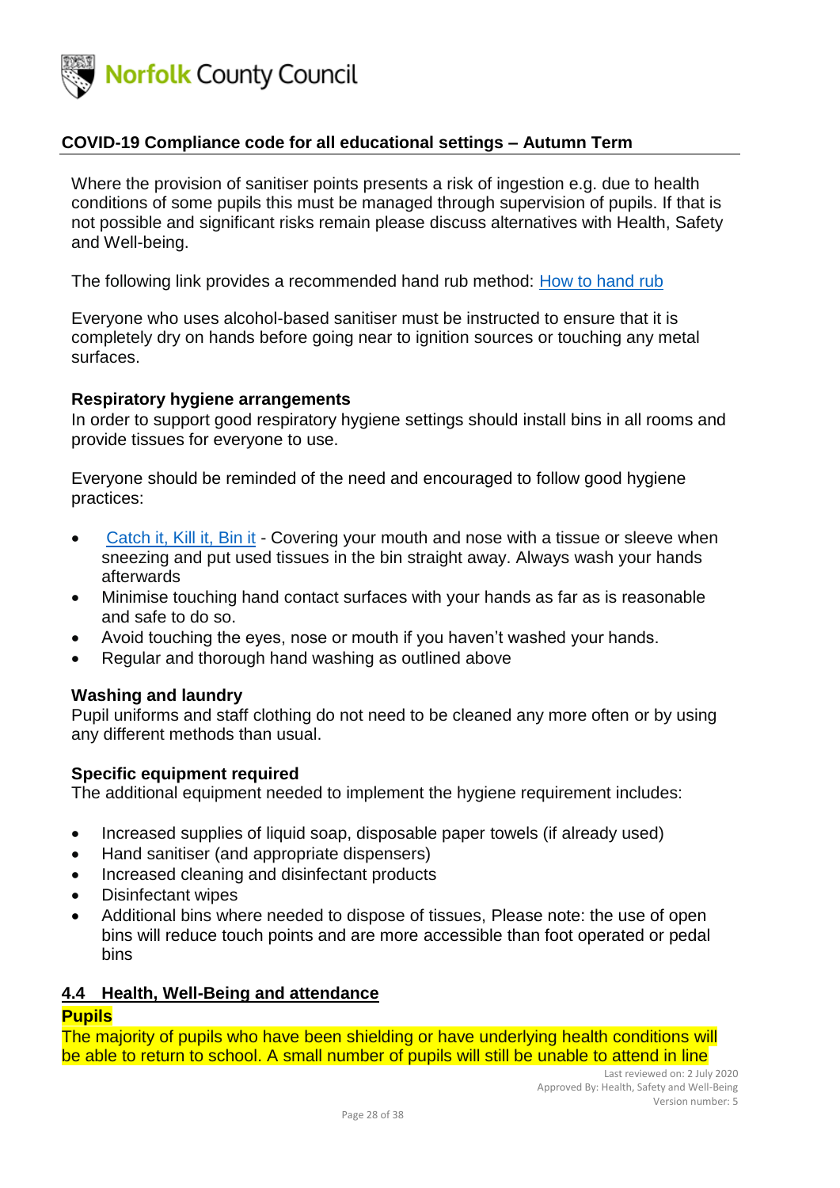Where the provision of sanitiser points presents a risk of ingestion e.g. due to health conditions of some pupils this must be managed through supervision of pupils. If that is not possible and significant risks remain please discuss alternatives with Health, Safety and Well-being.

The following link provides a recommended hand rub method: [How to hand rub](#)

Everyone who uses alcohol-based sanitiser must be instructed to ensure that it is completely dry on hands before going near to ignition sources or touching any metal surfaces.

**Respiratory hygiene arrangements**

In order to support good respiratory hygiene settings should install bins in all rooms and provide tissues for everyone to use.

Everyone should be reminded of the need and encouraged to follow good hygiene practices:

- [Catch it, Kill it, Bin it](#) - Covering your mouth and nose with a tissue or sleeve when sneezing and put used tissues in the bin straight away. Always wash your hands afterwards
- Minimise touching hand contact surfaces with your hands as far as is reasonable and safe to do so.
- Avoid touching the eyes, nose or mouth if you haven't washed your hands.
- Regular and thorough hand washing as outlined above

**Washing and laundry**

Pupil uniforms and staff clothing do not need to be cleaned any more often or by using any different methods than usual.

**Specific equipment required**

The additional equipment needed to implement the hygiene requirement includes:

- Increased supplies of liquid soap, disposable paper towels (if already used)
- Hand sanitiser (and appropriate dispensers)
- Increased cleaning and disinfectant products
- Disinfectant wipes
- Additional bins where needed to dispose of tissues, Please note: the use of open bins will reduce touch points and are more accessible than foot operated or pedal bins

## 4.4 Health, Well-Being and attendance

**Pupils**

The majority of pupils who have been shielding or have underlying health conditions will be able to return to school. A small number of pupils will still be unable to attend in line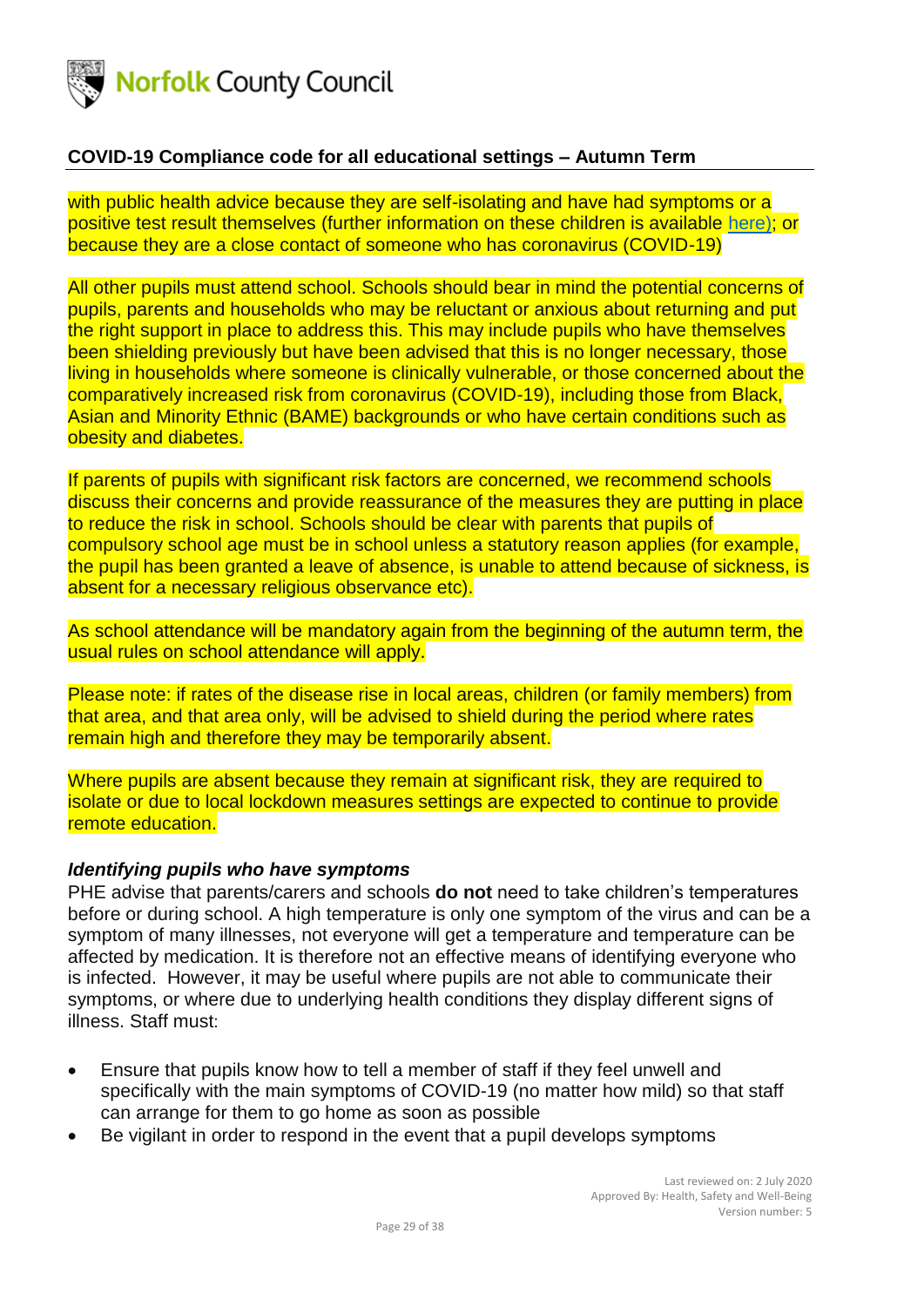with public health advice because they are self-isolating and have had symptoms or a positive test result themselves (further information on these children is available here); or because they are a close contact of someone who has coronavirus (COVID-19)

All other pupils must attend school. Schools should bear in mind the potential concerns of pupils, parents and households who may be reluctant or anxious about returning and put the right support in place to address this. This may include pupils who have themselves been shielding previously but have been advised that this is no longer necessary, those living in households where someone is clinically vulnerable, or those concerned about the comparatively increased risk from coronavirus (COVID-19), including those from Black, Asian and Minority Ethnic (BAME) backgrounds or who have certain conditions such as obesity and diabetes.

If parents of pupils with significant risk factors are concerned, we recommend schools discuss their concerns and provide reassurance of the measures they are putting in place to reduce the risk in school. Schools should be clear with parents that pupils of compulsory school age must be in school unless a statutory reason applies (for example, the pupil has been granted a leave of absence, is unable to attend because of sickness, is absent for a necessary religious observance etc).

As school attendance will be mandatory again from the beginning of the autumn term, the usual rules on school attendance will apply.

Please note: if rates of the disease rise in local areas, children (or family members) from that area, and that area only, will be advised to shield during the period where rates remain high and therefore they may be temporarily absent.

Where pupils are absent because they remain at significant risk, they are required to isolate or due to local lockdown measures settings are expected to continue to provide remote education.

### *Identifying pupils who have symptoms*

PHE advise that parents/carers and schools **do not** need to take children's temperatures before or during school. A high temperature is only one symptom of the virus and can be a symptom of many illnesses, not everyone will get a temperature and temperature can be affected by medication. It is therefore not an effective means of identifying everyone who is infected. However, it may be useful where pupils are not able to communicate their symptoms, or where due to underlying health conditions they display different signs of illness. Staff must:

- Ensure that pupils know how to tell a member of staff if they feel unwell and specifically with the main symptoms of COVID-19 (no matter how mild) so that staff can arrange for them to go home as soon as possible
- Be vigilant in order to respond in the event that a pupil develops symptoms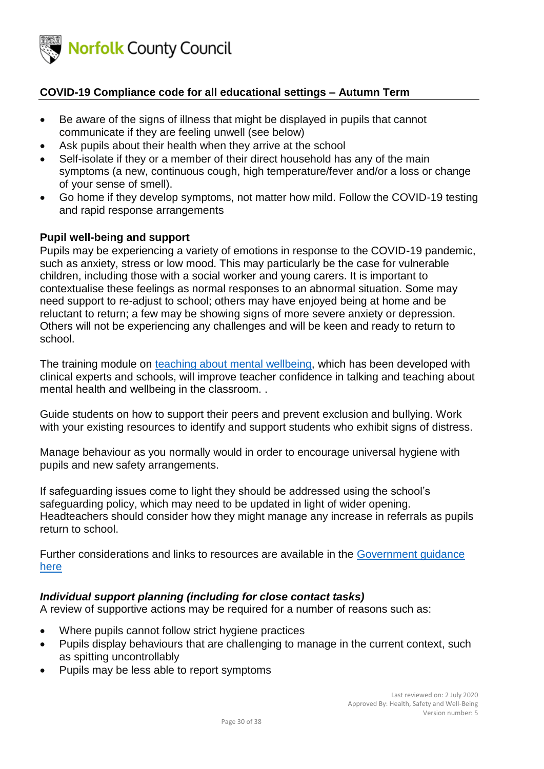- Be aware of the signs of illness that might be displayed in pupils that cannot communicate if they are feeling unwell (see below)
- Ask pupils about their health when they arrive at the school
- Self-isolate if they or a member of their direct household has any of the main symptoms (a new, continuous cough, high temperature/fever and/or a loss or change of your sense of smell).
- Go home if they develop symptoms, not matter how mild. Follow the COVID-19 testing and rapid response arrangements

**Pupil well-being and support**

Pupils may be experiencing a variety of emotions in response to the COVID-19 pandemic, such as anxiety, stress or low mood. This may particularly be the case for vulnerable children, including those with a social worker and young carers. It is important to contextualise these feelings as normal responses to an abnormal situation. Some may need support to re-adjust to school; others may have enjoyed being at home and be reluctant to return; a few may be showing signs of more severe anxiety or depression. Others will not be experiencing any challenges and will be keen and ready to return to school.

The training module on teaching about mental wellbeing, which has been developed with clinical experts and schools, will improve teacher confidence in talking and teaching about mental health and wellbeing in the classroom. .

Guide students on how to support their peers and prevent exclusion and bullying. Work with your existing resources to identify and support students who exhibit signs of distress.

Manage behaviour as you normally would in order to encourage universal hygiene with pupils and new safety arrangements.

If safeguarding issues come to light they should be addressed using the school's safeguarding policy, which may need to be updated in light of wider opening. Headteachers should consider how they might manage any increase in referrals as pupils return to school.

Further considerations and links to resources are available in the Government guidance here

***Individual support planning (including for close contact tasks)***

A review of supportive actions may be required for a number of reasons such as:

- Where pupils cannot follow strict hygiene practices
- Pupils display behaviours that are challenging to manage in the current context, such as spitting uncontrollably
- Pupils may be less able to report symptoms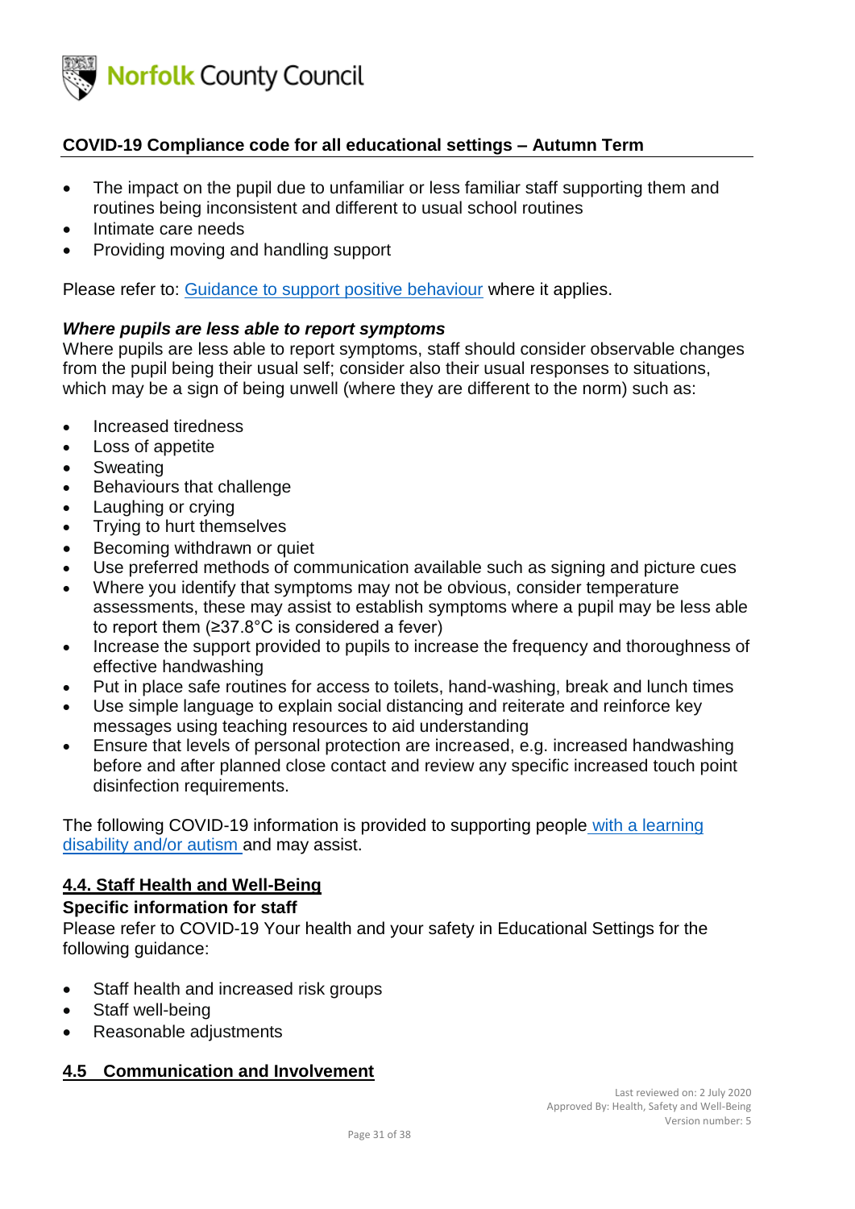- The impact on the pupil due to unfamiliar or less familiar staff supporting them and routines being inconsistent and different to usual school routines
- Intimate care needs
- Providing moving and handling support

Please refer to: Guidance to support positive behaviour where it applies.

***Where pupils are less able to report symptoms***

Where pupils are less able to report symptoms, staff should consider observable changes from the pupil being their usual self; consider also their usual responses to situations, which may be a sign of being unwell (where they are different to the norm) such as:

- Increased tiredness
- Loss of appetite
- Sweating
- Behaviours that challenge
- Laughing or crying
- Trying to hurt themselves
- Becoming withdrawn or quiet
- Use preferred methods of communication available such as signing and picture cues
- Where you identify that symptoms may not be obvious, consider temperature assessments, these may assist to establish symptoms where a pupil may be less able to report them (≥37.8°C is considered a fever)
- Increase the support provided to pupils to increase the frequency and thoroughness of effective handwashing
- Put in place safe routines for access to toilets, hand-washing, break and lunch times
- Use simple language to explain social distancing and reiterate and reinforce key messages using teaching resources to aid understanding
- Ensure that levels of personal protection are increased, e.g. increased handwashing before and after planned close contact and review any specific increased touch point disinfection requirements.

The following COVID-19 information is provided to supporting people with a learning disability and/or autism and may assist.

## 4.4. Staff Health and Well-Being

**Specific information for staff**

Please refer to COVID-19 Your health and your safety in Educational Settings for the following guidance:

- Staff health and increased risk groups
- Staff well-being
- Reasonable adjustments

## 4.5 Communication and Involvement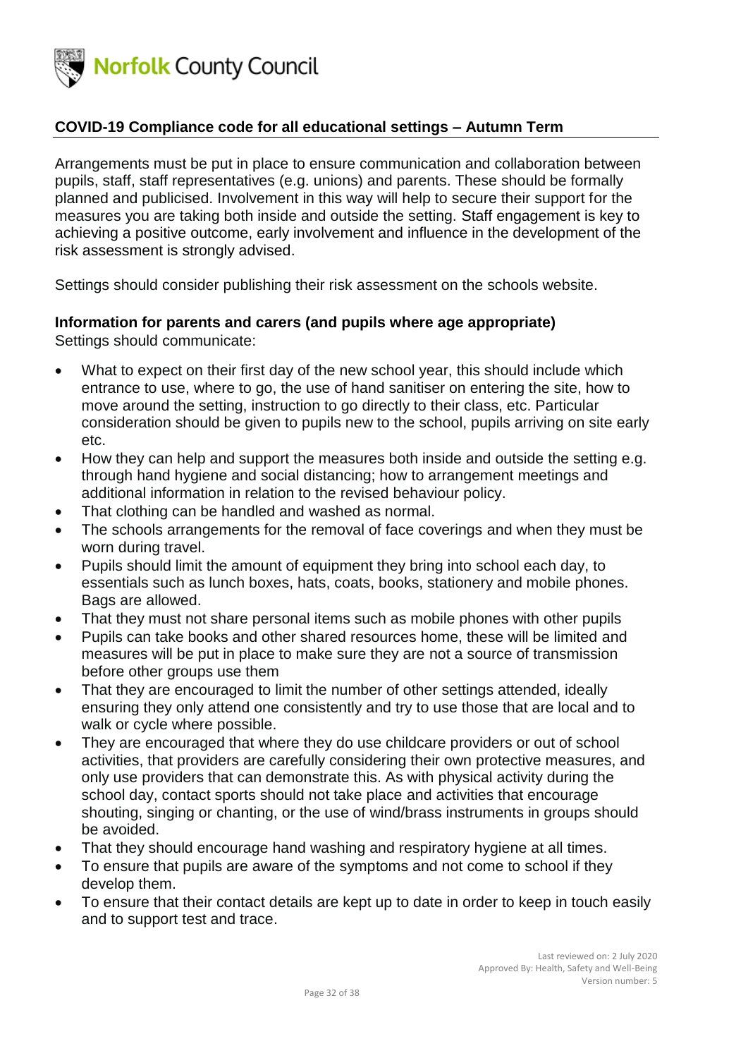## COVID-19 Compliance code for all educational settings – Autumn Term

Arrangements must be put in place to ensure communication and collaboration between pupils, staff, staff representatives (e.g. unions) and parents. These should be formally planned and publicised. Involvement in this way will help to secure their support for the measures you are taking both inside and outside the setting. Staff engagement is key to achieving a positive outcome, early involvement and influence in the development of the risk assessment is strongly advised.

Settings should consider publishing their risk assessment on the schools website.

### Information for parents and carers (and pupils where age appropriate)

Settings should communicate:

- What to expect on their first day of the new school year, this should include which entrance to use, where to go, the use of hand sanitiser on entering the site, how to move around the setting, instruction to go directly to their class, etc. Particular consideration should be given to pupils new to the school, pupils arriving on site early etc.
- How they can help and support the measures both inside and outside the setting e.g. through hand hygiene and social distancing; how to arrangement meetings and additional information in relation to the revised behaviour policy.
- That clothing can be handled and washed as normal.
- The schools arrangements for the removal of face coverings and when they must be worn during travel.
- Pupils should limit the amount of equipment they bring into school each day, to essentials such as lunch boxes, hats, coats, books, stationery and mobile phones. Bags are allowed.
- That they must not share personal items such as mobile phones with other pupils
- Pupils can take books and other shared resources home, these will be limited and measures will be put in place to make sure they are not a source of transmission before other groups use them
- That they are encouraged to limit the number of other settings attended, ideally ensuring they only attend one consistently and try to use those that are local and to walk or cycle where possible.
- They are encouraged that where they do use childcare providers or out of school activities, that providers are carefully considering their own protective measures, and only use providers that can demonstrate this. As with physical activity during the school day, contact sports should not take place and activities that encourage shouting, singing or chanting, or the use of wind/brass instruments in groups should be avoided.
- That they should encourage hand washing and respiratory hygiene at all times.
- To ensure that pupils are aware of the symptoms and not come to school if they develop them.
- To ensure that their contact details are kept up to date in order to keep in touch easily and to support test and trace.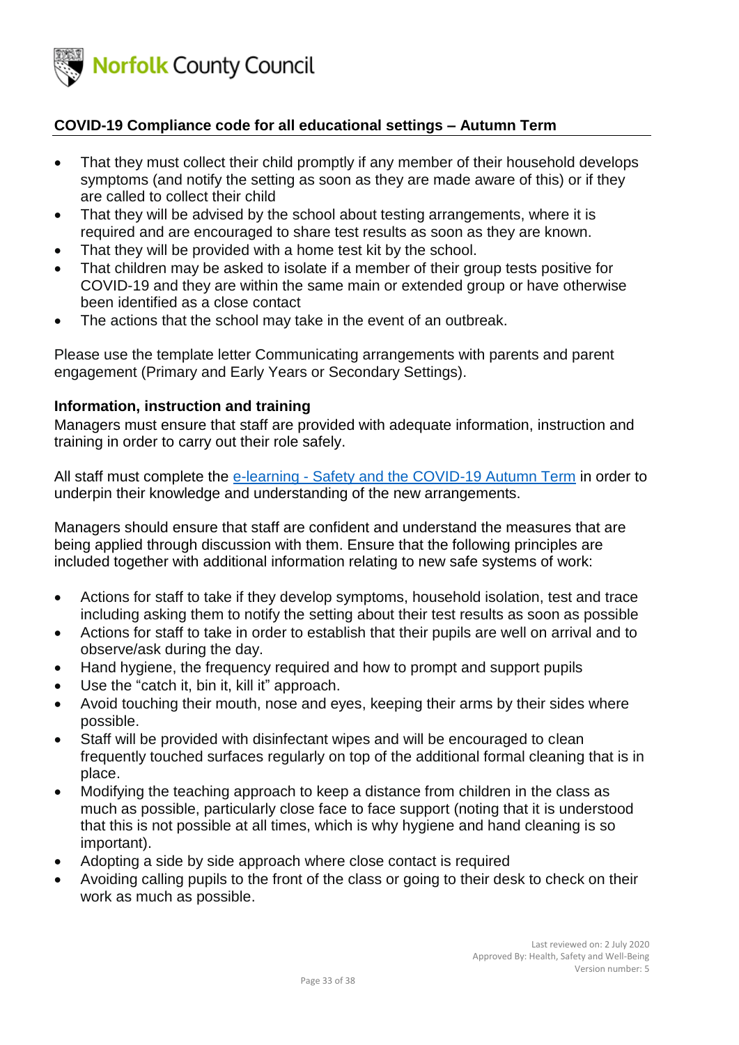## COVID-19 Compliance code for all educational settings – Autumn Term

- That they must collect their child promptly if any member of their household develops symptoms (and notify the setting as soon as they are made aware of this) or if they are called to collect their child
- That they will be advised by the school about testing arrangements, where it is required and are encouraged to share test results as soon as they are known.
- That they will be provided with a home test kit by the school.
- That children may be asked to isolate if a member of their group tests positive for COVID-19 and they are within the same main or extended group or have otherwise been identified as a close contact
- The actions that the school may take in the event of an outbreak.

Please use the template letter Communicating arrangements with parents and parent engagement (Primary and Early Years or Secondary Settings).

### Information, instruction and training

Managers must ensure that staff are provided with adequate information, instruction and training in order to carry out their role safely.

All staff must complete the [e-learning - Safety and the COVID-19 Autumn Term]() in order to underpin their knowledge and understanding of the new arrangements.

Managers should ensure that staff are confident and understand the measures that are being applied through discussion with them. Ensure that the following principles are included together with additional information relating to new safe systems of work:

- Actions for staff to take if they develop symptoms, household isolation, test and trace including asking them to notify the setting about their test results as soon as possible
- Actions for staff to take in order to establish that their pupils are well on arrival and to observe/ask during the day.
- Hand hygiene, the frequency required and how to prompt and support pupils
- Use the "catch it, bin it, kill it" approach.
- Avoid touching their mouth, nose and eyes, keeping their arms by their sides where possible.
- Staff will be provided with disinfectant wipes and will be encouraged to clean frequently touched surfaces regularly on top of the additional formal cleaning that is in place.
- Modifying the teaching approach to keep a distance from children in the class as much as possible, particularly close face to face support (noting that it is understood that this is not possible at all times, which is why hygiene and hand cleaning is so important).
- Adopting a side by side approach where close contact is required
- Avoiding calling pupils to the front of the class or going to their desk to check on their work as much as possible.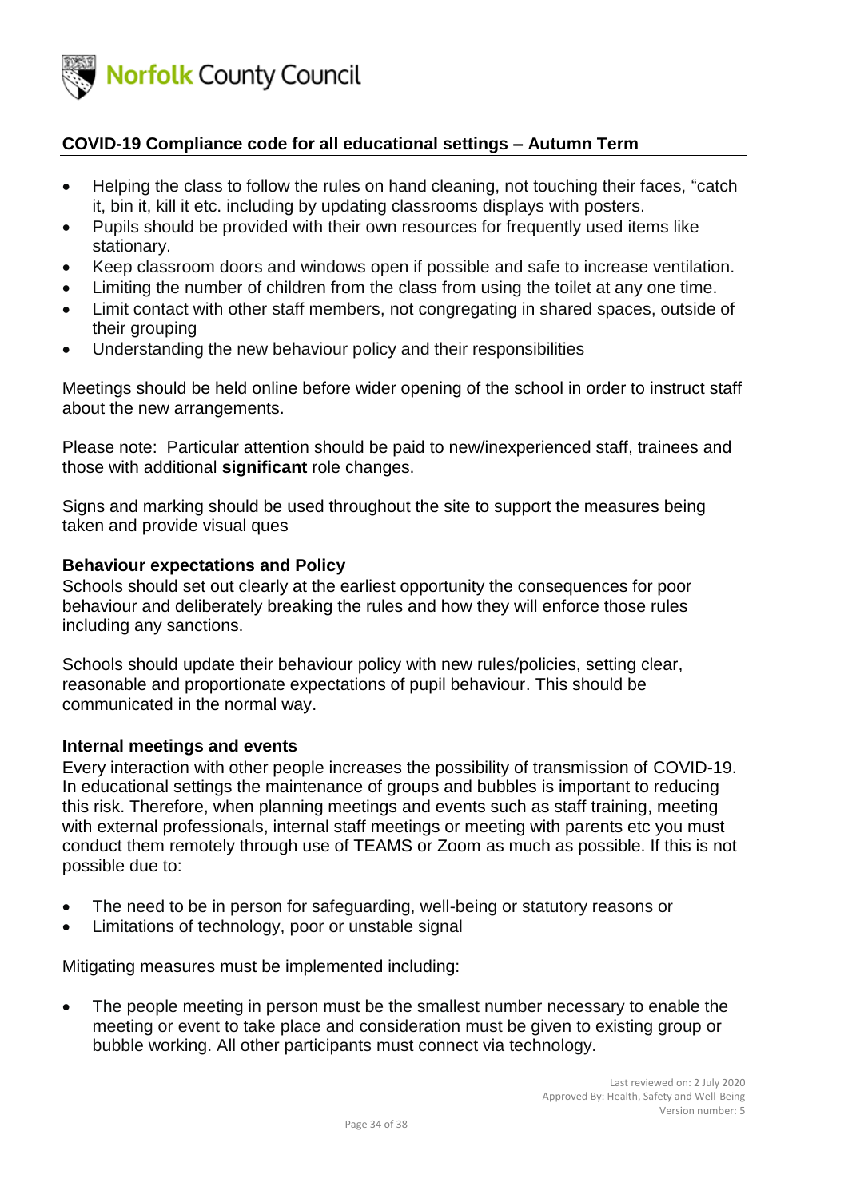- Helping the class to follow the rules on hand cleaning, not touching their faces, "catch it, bin it, kill it etc. including by updating classrooms displays with posters.
- Pupils should be provided with their own resources for frequently used items like stationary.
- Keep classroom doors and windows open if possible and safe to increase ventilation.
- Limiting the number of children from the class from using the toilet at any one time.
- Limit contact with other staff members, not congregating in shared spaces, outside of their grouping
- Understanding the new behaviour policy and their responsibilities

Meetings should be held online before wider opening of the school in order to instruct staff about the new arrangements.

Please note: Particular attention should be paid to new/inexperienced staff, trainees and those with additional **significant** role changes.

Signs and marking should be used throughout the site to support the measures being taken and provide visual ques

### Behaviour expectations and Policy

Schools should set out clearly at the earliest opportunity the consequences for poor behaviour and deliberately breaking the rules and how they will enforce those rules including any sanctions.

Schools should update their behaviour policy with new rules/policies, setting clear, reasonable and proportionate expectations of pupil behaviour. This should be communicated in the normal way.

### Internal meetings and events

Every interaction with other people increases the possibility of transmission of COVID-19. In educational settings the maintenance of groups and bubbles is important to reducing this risk. Therefore, when planning meetings and events such as staff training, meeting with external professionals, internal staff meetings or meeting with parents etc you must conduct them remotely through use of TEAMS or Zoom as much as possible. If this is not possible due to:

- The need to be in person for safeguarding, well-being or statutory reasons or
- Limitations of technology, poor or unstable signal

Mitigating measures must be implemented including:

- The people meeting in person must be the smallest number necessary to enable the meeting or event to take place and consideration must be given to existing group or bubble working. All other participants must connect via technology.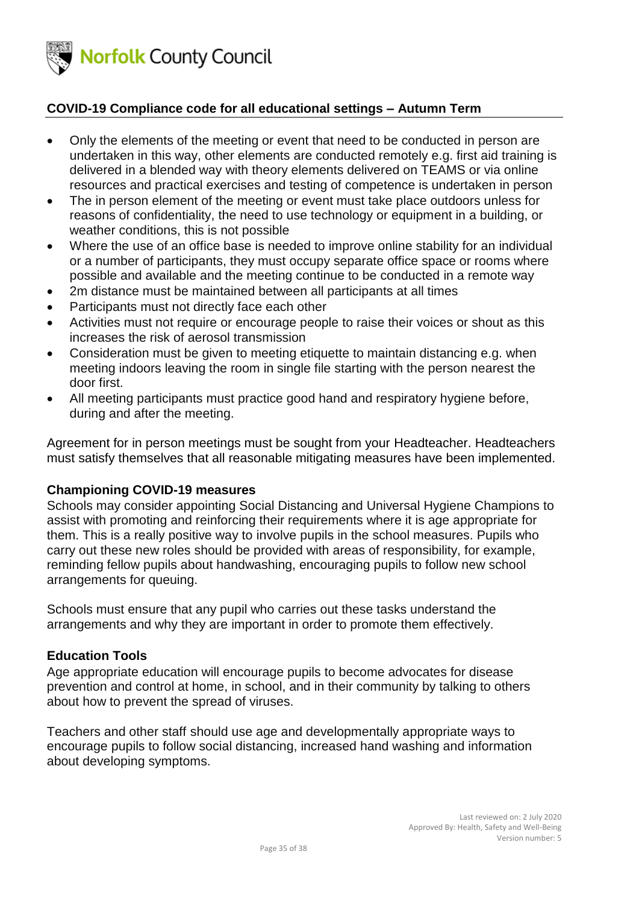## COVID-19 Compliance code for all educational settings – Autumn Term

- Only the elements of the meeting or event that need to be conducted in person are undertaken in this way, other elements are conducted remotely e.g. first aid training is delivered in a blended way with theory elements delivered on TEAMS or via online resources and practical exercises and testing of competence is undertaken in person
- The in person element of the meeting or event must take place outdoors unless for reasons of confidentiality, the need to use technology or equipment in a building, or weather conditions, this is not possible
- Where the use of an office base is needed to improve online stability for an individual or a number of participants, they must occupy separate office space or rooms where possible and available and the meeting continue to be conducted in a remote way
- 2m distance must be maintained between all participants at all times
- Participants must not directly face each other
- Activities must not require or encourage people to raise their voices or shout as this increases the risk of aerosol transmission
- Consideration must be given to meeting etiquette to maintain distancing e.g. when meeting indoors leaving the room in single file starting with the person nearest the door first.
- All meeting participants must practice good hand and respiratory hygiene before, during and after the meeting.

Agreement for in person meetings must be sought from your Headteacher. Headteachers must satisfy themselves that all reasonable mitigating measures have been implemented.

### Championing COVID-19 measures

Schools may consider appointing Social Distancing and Universal Hygiene Champions to assist with promoting and reinforcing their requirements where it is age appropriate for them. This is a really positive way to involve pupils in the school measures. Pupils who carry out these new roles should be provided with areas of responsibility, for example, reminding fellow pupils about handwashing, encouraging pupils to follow new school arrangements for queuing.

Schools must ensure that any pupil who carries out these tasks understand the arrangements and why they are important in order to promote them effectively.

### Education Tools

Age appropriate education will encourage pupils to become advocates for disease prevention and control at home, in school, and in their community by talking to others about how to prevent the spread of viruses.

Teachers and other staff should use age and developmentally appropriate ways to encourage pupils to follow social distancing, increased hand washing and information about developing symptoms.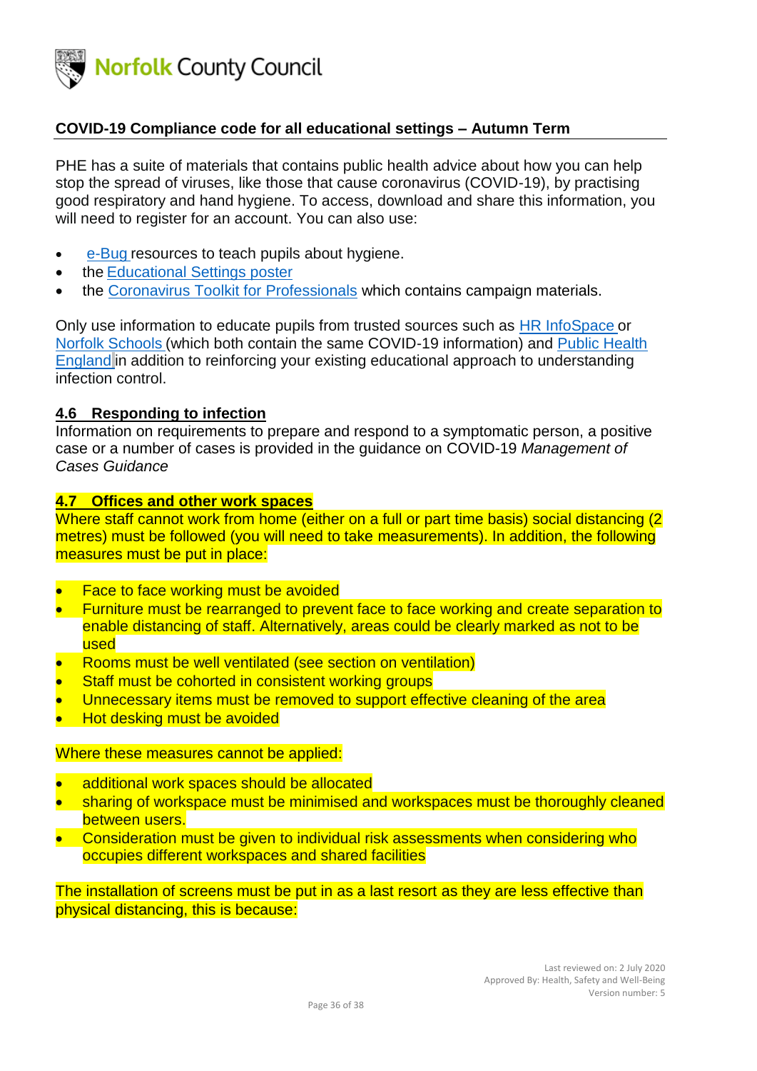**COVID-19 Compliance code for all educational settings – Autumn Term**

PHE has a suite of materials that contains public health advice about how you can help stop the spread of viruses, like those that cause coronavirus (COVID-19), by practising good respiratory and hand hygiene. To access, download and share this information, you will need to register for an account. You can also use:

- e-Bug resources to teach pupils about hygiene.
- the Educational Settings poster
- the Coronavirus Toolkit for Professionals which contains campaign materials.

Only use information to educate pupils from trusted sources such as HR InfoSpace or Norfolk Schools (which both contain the same COVID-19 information) and Public Health England in addition to reinforcing your existing educational approach to understanding infection control.

## 4.6 Responding to infection

Information on requirements to prepare and respond to a symptomatic person, a positive case or a number of cases is provided in the guidance on COVID-19 *Management of Cases Guidance*

## 4.7 Offices and other work spaces

Where staff cannot work from home (either on a full or part time basis) social distancing (2 metres) must be followed (you will need to take measurements). In addition, the following measures must be put in place:

- Face to face working must be avoided
- Furniture must be rearranged to prevent face to face working and create separation to enable distancing of staff. Alternatively, areas could be clearly marked as not to be used
- Rooms must be well ventilated (see section on ventilation)
- Staff must be cohorted in consistent working groups
- Unnecessary items must be removed to support effective cleaning of the area
- Hot desking must be avoided

Where these measures cannot be applied:

- additional work spaces should be allocated
- sharing of workspace must be minimised and workspaces must be thoroughly cleaned between users.
- Consideration must be given to individual risk assessments when considering who occupies different workspaces and shared facilities

The installation of screens must be put in as a last resort as they are less effective than physical distancing, this is because:

Last reviewed on: 2 July 2020
Approved By: Health, Safety and Well-Being
Version number: 5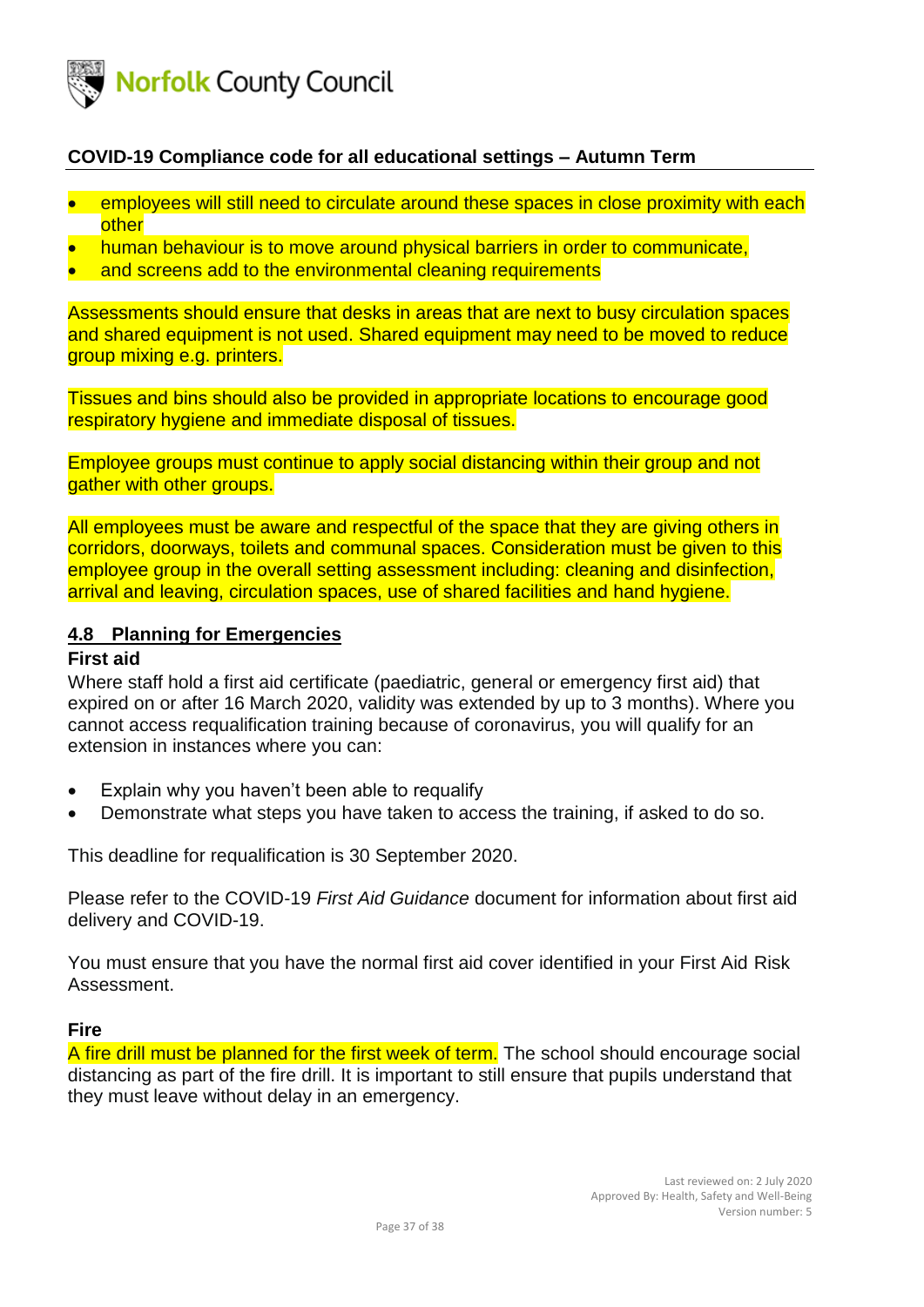- employees will still need to circulate around these spaces in close proximity with each other
- human behaviour is to move around physical barriers in order to communicate,
- and screens add to the environmental cleaning requirements

Assessments should ensure that desks in areas that are next to busy circulation spaces and shared equipment is not used. Shared equipment may need to be moved to reduce group mixing e.g. printers.

Tissues and bins should also be provided in appropriate locations to encourage good respiratory hygiene and immediate disposal of tissues.

Employee groups must continue to apply social distancing within their group and not gather with other groups.

All employees must be aware and respectful of the space that they are giving others in corridors, doorways, toilets and communal spaces. Consideration must be given to this employee group in the overall setting assessment including: cleaning and disinfection, arrival and leaving, circulation spaces, use of shared facilities and hand hygiene.

## 4.8 Planning for Emergencies

### First aid

Where staff hold a first aid certificate (paediatric, general or emergency first aid) that expired on or after 16 March 2020, validity was extended by up to 3 months). Where you cannot access requalification training because of coronavirus, you will qualify for an extension in instances where you can:

- Explain why you haven't been able to requalify
- Demonstrate what steps you have taken to access the training, if asked to do so.

This deadline for requalification is 30 September 2020.

Please refer to the COVID-19 *First Aid Guidance* document for information about first aid delivery and COVID-19.

You must ensure that you have the normal first aid cover identified in your First Aid Risk Assessment.

### Fire

A fire drill must be planned for the first week of term. The school should encourage social distancing as part of the fire drill. It is important to still ensure that pupils understand that they must leave without delay in an emergency.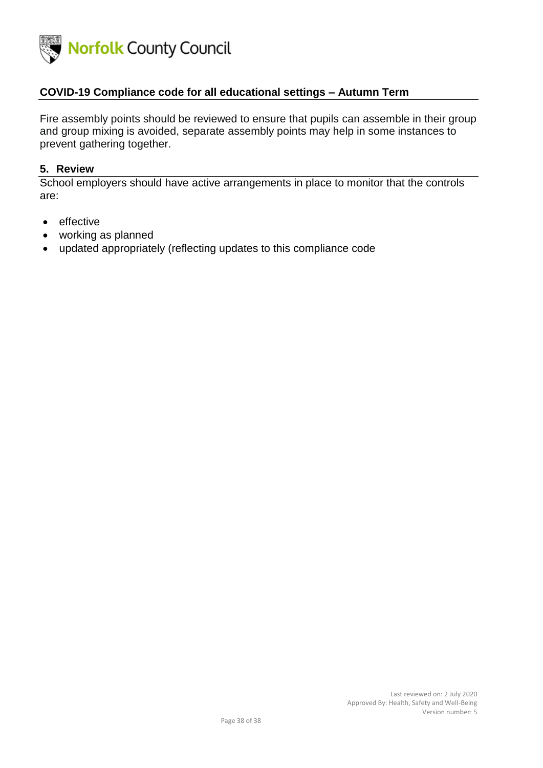Fire assembly points should be reviewed to ensure that pupils can assemble in their group and group mixing is avoided, separate assembly points may help in some instances to prevent gathering together.

## 5. Review

School employers should have active arrangements in place to monitor that the controls are:

- effective
- working as planned
- updated appropriately (reflecting updates to this compliance code

Last reviewed on: 2 July 2020
Approved By: Health, Safety and Well-Being
Version number: 5